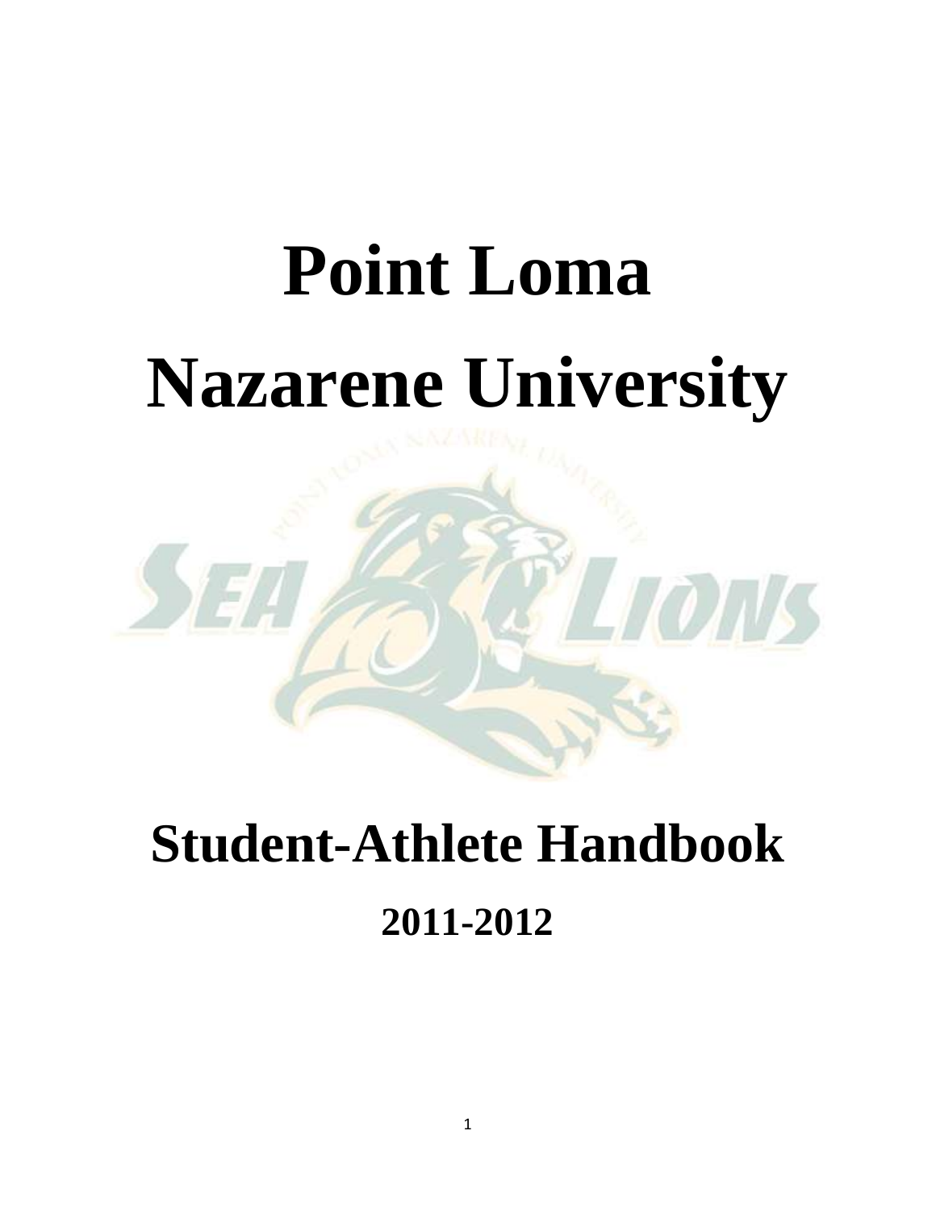# Point Loma Nazarene University

# Student-Athlete Handbook

## 2011-2012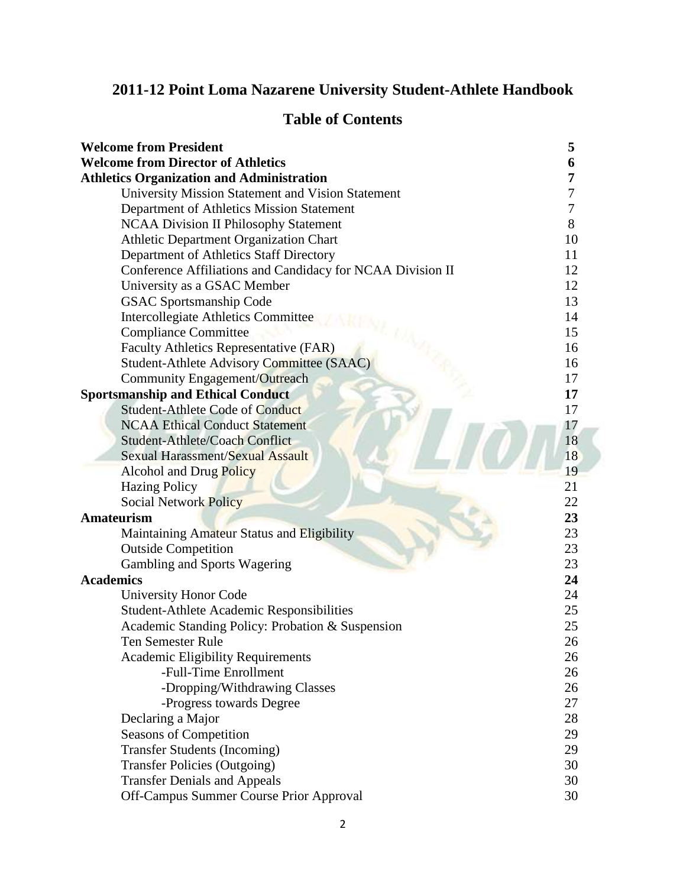# 2011-12 Point Loma Nazarene University Student-Athlete Handbook

## Table of Contents

| | |
|---|---|
| **Welcome from President** | **5** |
| **Welcome from Director of Athletics** | **6** |
| **Athletics Organization and Administration** | **7** |
| University Mission Statement and Vision Statement | 7 |
| Department of Athletics Mission Statement | 7 |
| NCAA Division II Philosophy Statement | 8 |
| Athletic Department Organization Chart | 10 |
| Department of Athletics Staff Directory | 11 |
| Conference Affiliations and Candidacy for NCAA Division II | 12 |
| University as a GSAC Member | 12 |
| GSAC Sportsmanship Code | 13 |
| Intercollegiate Athletics Committee | 14 |
| Compliance Committee | 15 |
| Faculty Athletics Representative (FAR) | 16 |
| Student-Athlete Advisory Committee (SAAC) | 16 |
| Community Engagement/Outreach | 17 |
| **Sportsmanship and Ethical Conduct** | **17** |
| Student-Athlete Code of Conduct | 17 |
| NCAA Ethical Conduct Statement | 17 |
| Student-Athlete/Coach Conflict | 18 |
| Sexual Harassment/Sexual Assault | 18 |
| Alcohol and Drug Policy | 19 |
| Hazing Policy | 21 |
| Social Network Policy | 22 |
| **Amateurism** | **23** |
| Maintaining Amateur Status and Eligibility | 23 |
| Outside Competition | 23 |
| Gambling and Sports Wagering | 23 |
| **Academics** | **24** |
| University Honor Code | 24 |
| Student-Athlete Academic Responsibilities | 25 |
| Academic Standing Policy: Probation & Suspension | 25 |
| Ten Semester Rule | 26 |
| Academic Eligibility Requirements | 26 |
| -Full-Time Enrollment | 26 |
| -Dropping/Withdrawing Classes | 26 |
| -Progress towards Degree | 27 |
| Declaring a Major | 28 |
| Seasons of Competition | 29 |
| Transfer Students (Incoming) | 29 |
| Transfer Policies (Outgoing) | 30 |
| Transfer Denials and Appeals | 30 |
| Off-Campus Summer Course Prior Approval | 30 |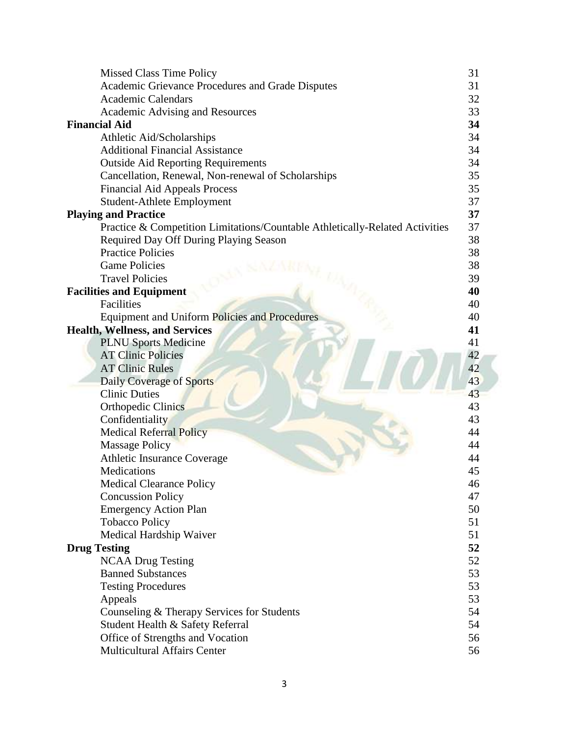| | |
|---|---|
| Missed Class Time Policy | 31 |
| Academic Grievance Procedures and Grade Disputes | 31 |
| Academic Calendars | 32 |
| Academic Advising and Resources | 33 |
| **Financial Aid** | **34** |
| Athletic Aid/Scholarships | 34 |
| Additional Financial Assistance | 34 |
| Outside Aid Reporting Requirements | 34 |
| Cancellation, Renewal, Non-renewal of Scholarships | 35 |
| Financial Aid Appeals Process | 35 |
| Student-Athlete Employment | 37 |
| **Playing and Practice** | **37** |
| Practice & Competition Limitations/Countable Athletically-Related Activities | 37 |
| Required Day Off During Playing Season | 38 |
| Practice Policies | 38 |
| Game Policies | 38 |
| Travel Policies | 39 |
| **Facilities and Equipment** | **40** |
| Facilities | 40 |
| Equipment and Uniform Policies and Procedures | 40 |
| **Health, Wellness, and Services** | **41** |
| PLNU Sports Medicine | 41 |
| AT Clinic Policies | 42 |
| AT Clinic Rules | 42 |
| Daily Coverage of Sports | 43 |
| Clinic Duties | 43 |
| Orthopedic Clinics | 43 |
| Confidentiality | 43 |
| Medical Referral Policy | 44 |
| Massage Policy | 44 |
| Athletic Insurance Coverage | 44 |
| Medications | 45 |
| Medical Clearance Policy | 46 |
| Concussion Policy | 47 |
| Emergency Action Plan | 50 |
| Tobacco Policy | 51 |
| Medical Hardship Waiver | 51 |
| **Drug Testing** | **52** |
| NCAA Drug Testing | 52 |
| Banned Substances | 53 |
| Testing Procedures | 53 |
| Appeals | 53 |
| Counseling & Therapy Services for Students | 54 |
| Student Health & Safety Referral | 54 |
| Office of Strengths and Vocation | 56 |
| Multicultural Affairs Center | 56 |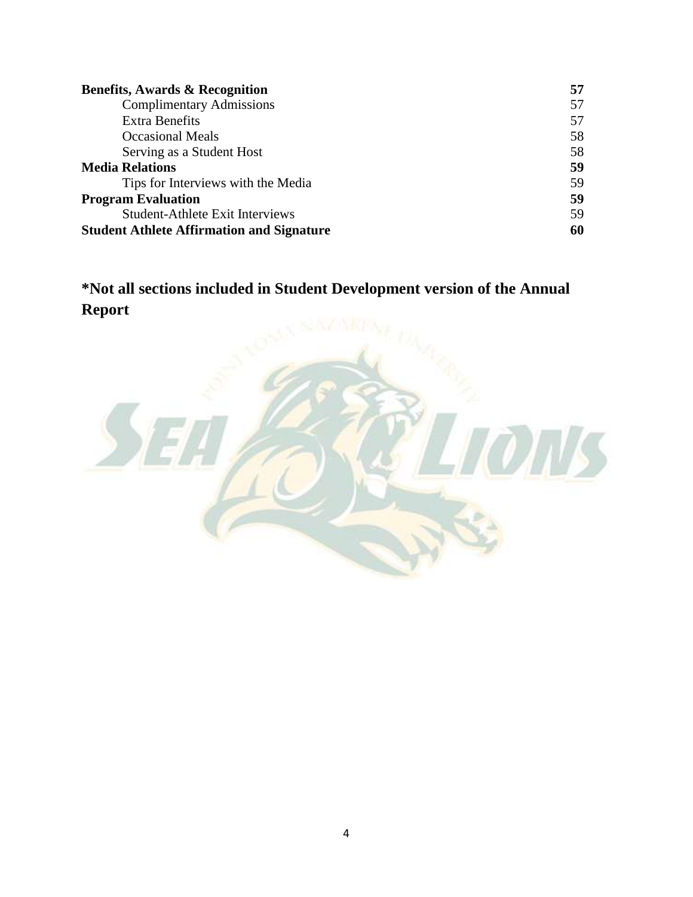| | |
|---|---|
| **Benefits, Awards & Recognition** | **57** |
| Complimentary Admissions | 57 |
| Extra Benefits | 57 |
| Occasional Meals | 58 |
| Serving as a Student Host | 58 |
| **Media Relations** | **59** |
| Tips for Interviews with the Media | 59 |
| **Program Evaluation** | **59** |
| Student-Athlete Exit Interviews | 59 |
| **Student Athlete Affirmation and Signature** | **60** |

**\*Not all sections included in Student Development version of the Annual Report**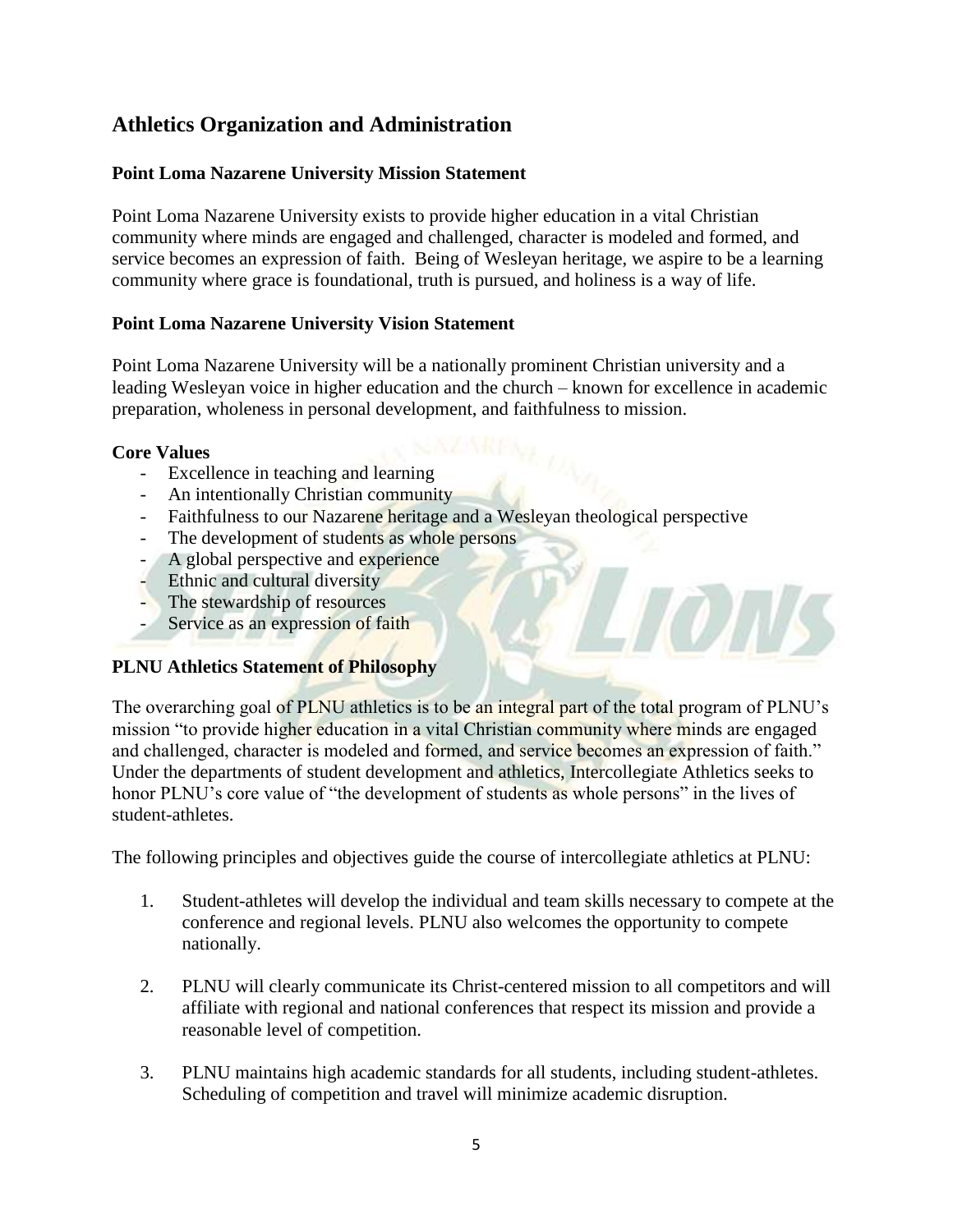## Athletics Organization and Administration

### Point Loma Nazarene University Mission Statement

Point Loma Nazarene University exists to provide higher education in a vital Christian community where minds are engaged and challenged, character is modeled and formed, and service becomes an expression of faith. Being of Wesleyan heritage, we aspire to be a learning community where grace is foundational, truth is pursued, and holiness is a way of life.

### Point Loma Nazarene University Vision Statement

Point Loma Nazarene University will be a nationally prominent Christian university and a leading Wesleyan voice in higher education and the church – known for excellence in academic preparation, wholeness in personal development, and faithfulness to mission.

### Core Values

- Excellence in teaching and learning
- An intentionally Christian community
- Faithfulness to our Nazarene heritage and a Wesleyan theological perspective
- The development of students as whole persons
- A global perspective and experience
- Ethnic and cultural diversity
- The stewardship of resources
- Service as an expression of faith

### PLNU Athletics Statement of Philosophy

The overarching goal of PLNU athletics is to be an integral part of the total program of PLNU's mission "to provide higher education in a vital Christian community where minds are engaged and challenged, character is modeled and formed, and service becomes an expression of faith." Under the departments of student development and athletics, Intercollegiate Athletics seeks to honor PLNU's core value of "the development of students as whole persons" in the lives of student-athletes.

The following principles and objectives guide the course of intercollegiate athletics at PLNU:

1. Student-athletes will develop the individual and team skills necessary to compete at the conference and regional levels. PLNU also welcomes the opportunity to compete nationally.

2. PLNU will clearly communicate its Christ-centered mission to all competitors and will affiliate with regional and national conferences that respect its mission and provide a reasonable level of competition.

3. PLNU maintains high academic standards for all students, including student-athletes. Scheduling of competition and travel will minimize academic disruption.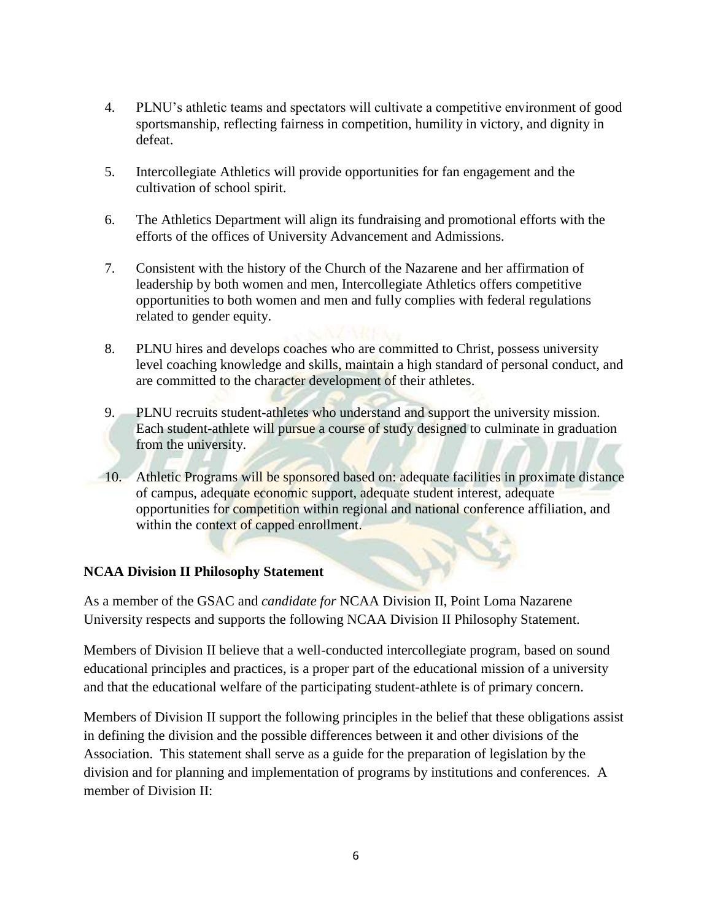4. PLNU's athletic teams and spectators will cultivate a competitive environment of good sportsmanship, reflecting fairness in competition, humility in victory, and dignity in defeat.

5. Intercollegiate Athletics will provide opportunities for fan engagement and the cultivation of school spirit.

6. The Athletics Department will align its fundraising and promotional efforts with the efforts of the offices of University Advancement and Admissions.

7. Consistent with the history of the Church of the Nazarene and her affirmation of leadership by both women and men, Intercollegiate Athletics offers competitive opportunities to both women and men and fully complies with federal regulations related to gender equity.

8. PLNU hires and develops coaches who are committed to Christ, possess university level coaching knowledge and skills, maintain a high standard of personal conduct, and are committed to the character development of their athletes.

9. PLNU recruits student-athletes who understand and support the university mission. Each student-athlete will pursue a course of study designed to culminate in graduation from the university.

10. Athletic Programs will be sponsored based on: adequate facilities in proximate distance of campus, adequate economic support, adequate student interest, adequate opportunities for competition within regional and national conference affiliation, and within the context of capped enrollment.

**NCAA Division II Philosophy Statement**

As a member of the GSAC and *candidate for* NCAA Division II, Point Loma Nazarene University respects and supports the following NCAA Division II Philosophy Statement.

Members of Division II believe that a well-conducted intercollegiate program, based on sound educational principles and practices, is a proper part of the educational mission of a university and that the educational welfare of the participating student-athlete is of primary concern.

Members of Division II support the following principles in the belief that these obligations assist in defining the division and the possible differences between it and other divisions of the Association. This statement shall serve as a guide for the preparation of legislation by the division and for planning and implementation of programs by institutions and conferences. A member of Division II: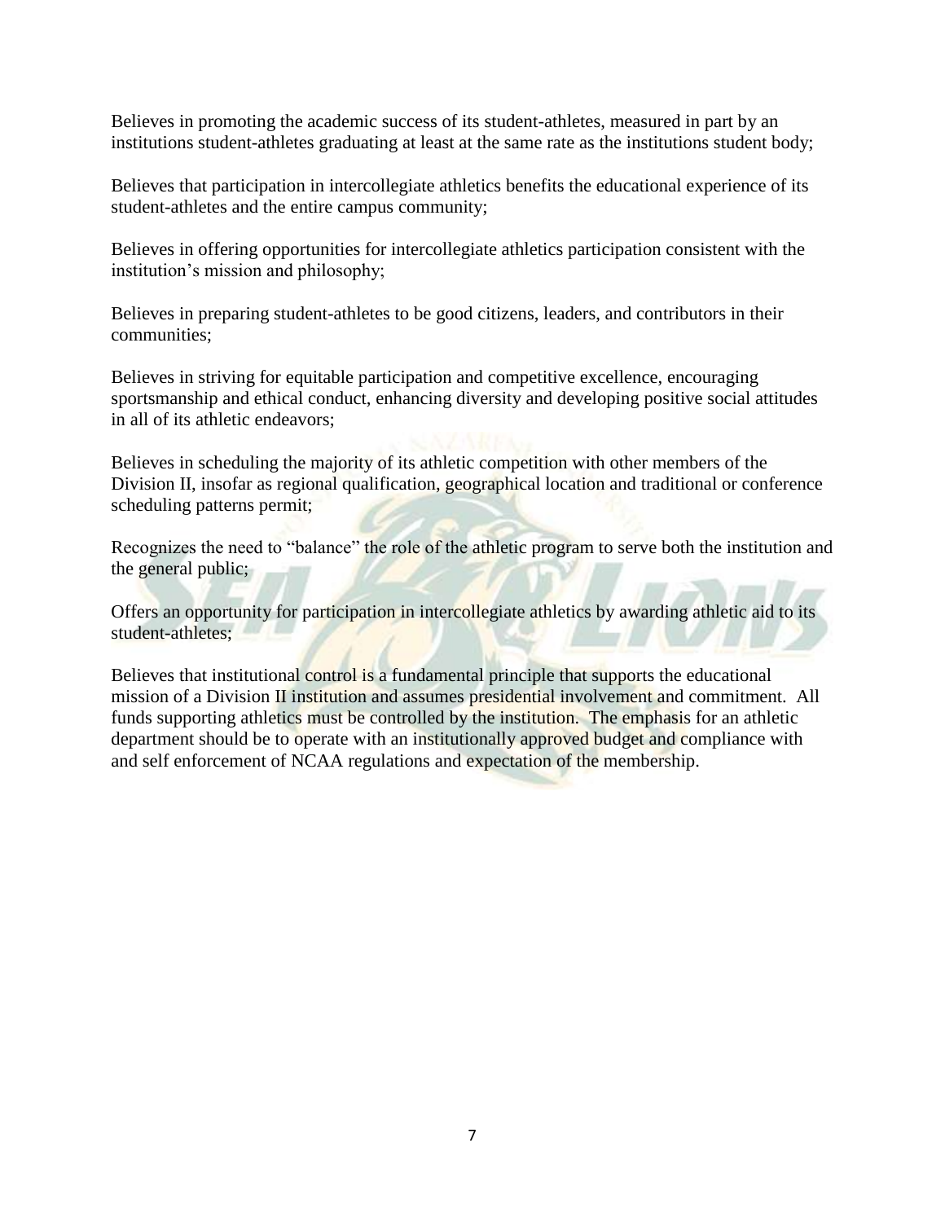Believes in promoting the academic success of its student-athletes, measured in part by an institutions student-athletes graduating at least at the same rate as the institutions student body;

Believes that participation in intercollegiate athletics benefits the educational experience of its student-athletes and the entire campus community;

Believes in offering opportunities for intercollegiate athletics participation consistent with the institution's mission and philosophy;

Believes in preparing student-athletes to be good citizens, leaders, and contributors in their communities;

Believes in striving for equitable participation and competitive excellence, encouraging sportsmanship and ethical conduct, enhancing diversity and developing positive social attitudes in all of its athletic endeavors;

Believes in scheduling the majority of its athletic competition with other members of the Division II, insofar as regional qualification, geographical location and traditional or conference scheduling patterns permit;

Recognizes the need to "balance" the role of the athletic program to serve both the institution and the general public;

Offers an opportunity for participation in intercollegiate athletics by awarding athletic aid to its student-athletes;

Believes that institutional control is a fundamental principle that supports the educational mission of a Division II institution and assumes presidential involvement and commitment. All funds supporting athletics must be controlled by the institution. The emphasis for an athletic department should be to operate with an institutionally approved budget and compliance with and self enforcement of NCAA regulations and expectation of the membership.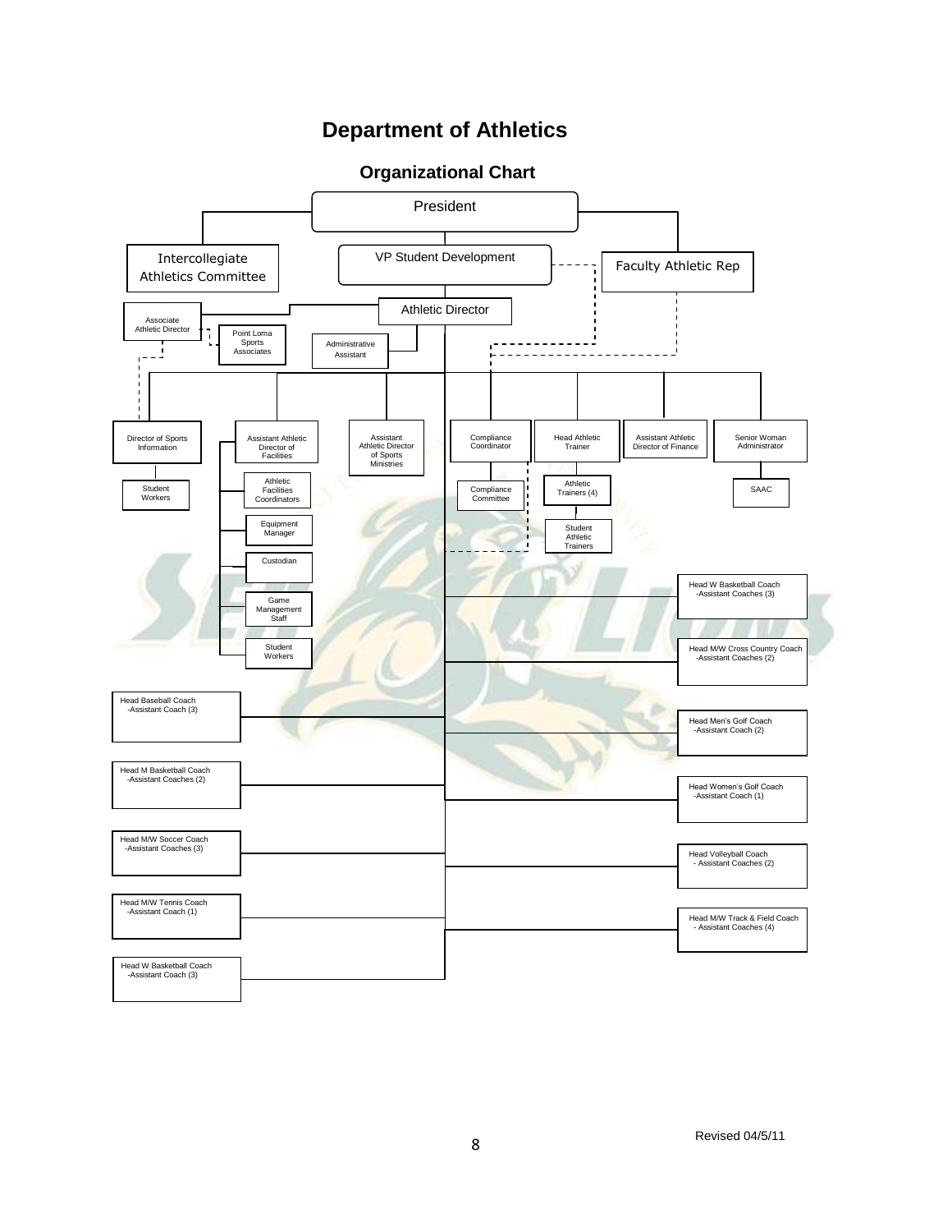# Department of Athletics

## Organizational Chart

President

Intercollegiate Athletics Committee

VP Student Development

Faculty Athletic Rep

Athletic Director

Associate Athletic Director

Point Loma Sports Associates

Administrative Assistant

Director of Sports Information

Student Workers

Assistant Athletic Director of Facilities

Athletic Facilities Coordinators

Equipment Manager

Custodian

Game Management Staff

Student Workers

Assistant Athletic Director of Sports Ministries

Compliance Coordinator

Compliance Committee

Head Athletic Trainer

Athletic Trainers (4)

Student Athletic Trainers

Assistant Athletic Director of Finance

Senior Woman Administrator

SAAC

Head W Basketball Coach
-Assistant Coaches (3)

Head M/W Cross Country Coach
-Assistant Coaches (2)

Head Baseball Coach
-Assistant Coach (3)

Head Men's Golf Coach
-Assistant Coach (2)

Head M Basketball Coach
-Assistant Coaches (2)

Head Women's Golf Coach
-Assistant Coach (1)

Head M/W Soccer Coach
-Assistant Coaches (3)

Head Volleyball Coach
- Assistant Coaches (2)

Head M/W Tennis Coach
-Assistant Coach (1)

Head M/W Track & Field Coach
- Assistant Coaches (4)

Head W Basketball Coach
-Assistant Coach (3)

Revised 04/5/11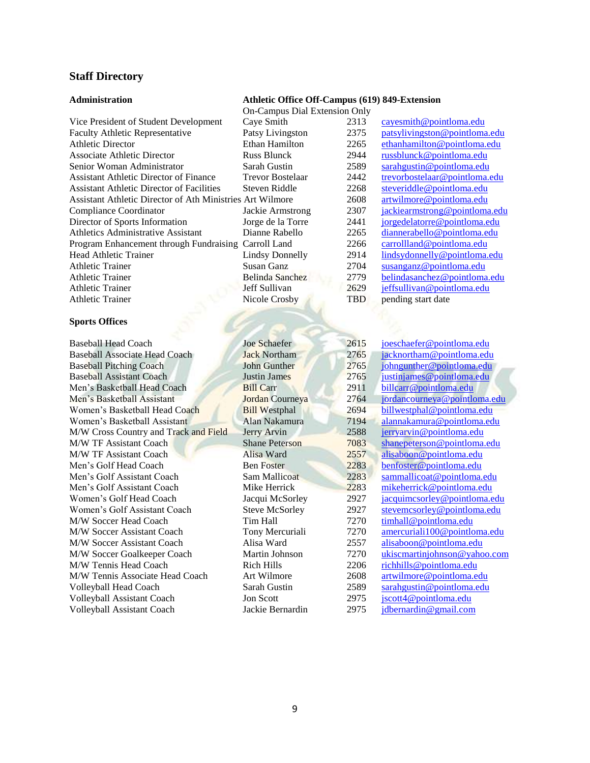## Staff Directory

### Administration

**Athletic Office Off-Campus (619) 849-Extension**

On-Campus Dial Extension Only

| Position | Name | Extension | Email |
|---|---|---|---|
| Vice President of Student Development | Caye Smith | 2313 | cayesmith@pointloma.edu |
| Faculty Athletic Representative | Patsy Livingston | 2375 | patsylivingston@pointloma.edu |
| Athletic Director | Ethan Hamilton | 2265 | ethanhamilton@pointloma.edu |
| Associate Athletic Director | Russ Blunck | 2944 | russblunck@pointloma.edu |
| Senior Woman Administrator | Sarah Gustin | 2589 | sarahgustin@pointloma.edu |
| Assistant Athletic Director of Finance | Trevor Bostelaar | 2442 | trevorbostelaar@pointloma.edu |
| Assistant Athletic Director of Facilities | Steven Riddle | 2268 | steveriddle@pointloma.edu |
| Assistant Athletic Director of Ath Ministries | Art Wilmore | 2608 | artwilmore@pointloma.edu |
| Compliance Coordinator | Jackie Armstrong | 2307 | jackiearmstrong@pointloma.edu |
| Director of Sports Information | Jorge de la Torre | 2441 | jorgedelatorre@pointloma.edu |
| Athletics Administrative Assistant | Dianne Rabello | 2265 | diannerabello@pointloma.edu |
| Program Enhancement through Fundraising | Carroll Land | 2266 | carrollland@pointloma.edu |
| Head Athletic Trainer | Lindsy Donnelly | 2914 | lindsydonnelly@pointloma.edu |
| Athletic Trainer | Susan Ganz | 2704 | susanganz@pointloma.edu |
| Athletic Trainer | Belinda Sanchez | 2779 | belindasanchez@pointloma.edu |
| Athletic Trainer | Jeff Sullivan | 2629 | jeffsullivan@pointloma.edu |
| Athletic Trainer | Nicole Crosby | TBD | pending start date |

### Sports Offices

| Position | Name | Extension | Email |
|---|---|---|---|
| Baseball Head Coach | Joe Schaefer | 2615 | joeschaefer@pointloma.edu |
| Baseball Associate Head Coach | Jack Northam | 2765 | jacknortham@pointloma.edu |
| Baseball Pitching Coach | John Gunther | 2765 | johngunther@pointloma.edu |
| Baseball Assistant Coach | Justin James | 2765 | justinjames@pointloma.edu |
| Men's Basketball Head Coach | Bill Carr | 2911 | billcarr@pointloma.edu |
| Men's Basketball Assistant | Jordan Courneya | 2764 | jordancourneya@pointloma.edu |
| Women's Basketball Head Coach | Bill Westphal | 2694 | billwestphal@pointloma.edu |
| Women's Basketball Assistant | Alan Nakamura | 7194 | alannakamura@pointloma.edu |
| M/W Cross Country and Track and Field | Jerry Arvin | 2588 | jerryarvin@pointloma.edu |
| M/W TF Assistant Coach | Shane Peterson | 7083 | shanepeterson@pointloma.edu |
| M/W TF Assistant Coach | Alisa Ward | 2557 | alisaboon@pointloma.edu |
| Men's Golf Head Coach | Ben Foster | 2283 | benfoster@pointloma.edu |
| Men's Golf Assistant Coach | Sam Mallicoat | 2283 | sammallicoat@pointloma.edu |
| Men's Golf Assistant Coach | Mike Herrick | 2283 | mikeherrick@pointloma.edu |
| Women's Golf Head Coach | Jacqui McSorley | 2927 | jacquimcsorley@pointloma.edu |
| Women's Golf Assistant Coach | Steve McSorley | 2927 | stevemcsorley@pointloma.edu |
| M/W Soccer Head Coach | Tim Hall | 7270 | timhall@pointloma.edu |
| M/W Soccer Assistant Coach | Tony Mercuriali | 7270 | amercuriali100@pointloma.edu |
| M/W Soccer Assistant Coach | Alisa Ward | 2557 | alisaboon@pointloma.edu |
| M/W Soccer Goalkeeper Coach | Martin Johnson | 7270 | ukiscmartinjohnson@yahoo.com |
| M/W Tennis Head Coach | Rich Hills | 2206 | richhills@pointloma.edu |
| M/W Tennis Associate Head Coach | Art Wilmore | 2608 | artwilmore@pointloma.edu |
| Volleyball Head Coach | Sarah Gustin | 2589 | sarahgustin@pointloma.edu |
| Volleyball Assistant Coach | Jon Scott | 2975 | jscott4@pointloma.edu |
| Volleyball Assistant Coach | Jackie Bernardin | 2975 | jdbernardin@gmail.com |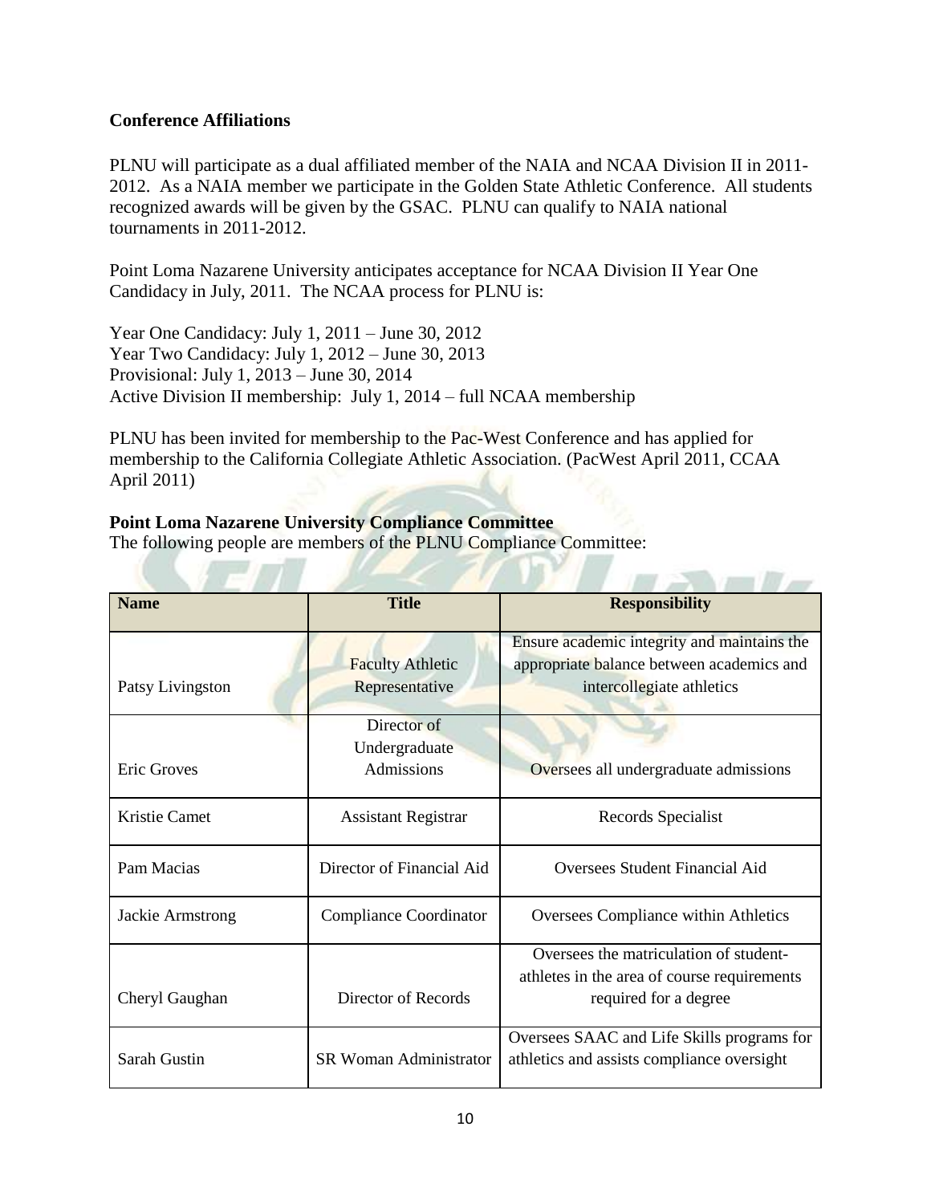**Conference Affiliations**

PLNU will participate as a dual affiliated member of the NAIA and NCAA Division II in 2011-2012. As a NAIA member we participate in the Golden State Athletic Conference. All students recognized awards will be given by the GSAC. PLNU can qualify to NAIA national tournaments in 2011-2012.

Point Loma Nazarene University anticipates acceptance for NCAA Division II Year One Candidacy in July, 2011. The NCAA process for PLNU is:

Year One Candidacy: July 1, 2011 – June 30, 2012
Year Two Candidacy: July 1, 2012 – June 30, 2013
Provisional: July 1, 2013 – June 30, 2014
Active Division II membership: July 1, 2014 – full NCAA membership

PLNU has been invited for membership to the Pac-West Conference and has applied for membership to the California Collegiate Athletic Association. (PacWest April 2011, CCAA April 2011)

**Point Loma Nazarene University Compliance Committee**
The following people are members of the PLNU Compliance Committee:

| Name | Title | Responsibility |
|---|---|---|
| Patsy Livingston | Faculty Athletic Representative | Ensure academic integrity and maintains the appropriate balance between academics and intercollegiate athletics |
| Eric Groves | Director of Undergraduate Admissions | Oversees all undergraduate admissions |
| Kristie Camet | Assistant Registrar | Records Specialist |
| Pam Macias | Director of Financial Aid | Oversees Student Financial Aid |
| Jackie Armstrong | Compliance Coordinator | Oversees Compliance within Athletics |
| Cheryl Gaughan | Director of Records | Oversees the matriculation of student-athletes in the area of course requirements required for a degree |
| Sarah Gustin | SR Woman Administrator | Oversees SAAC and Life Skills programs for athletics and assists compliance oversight |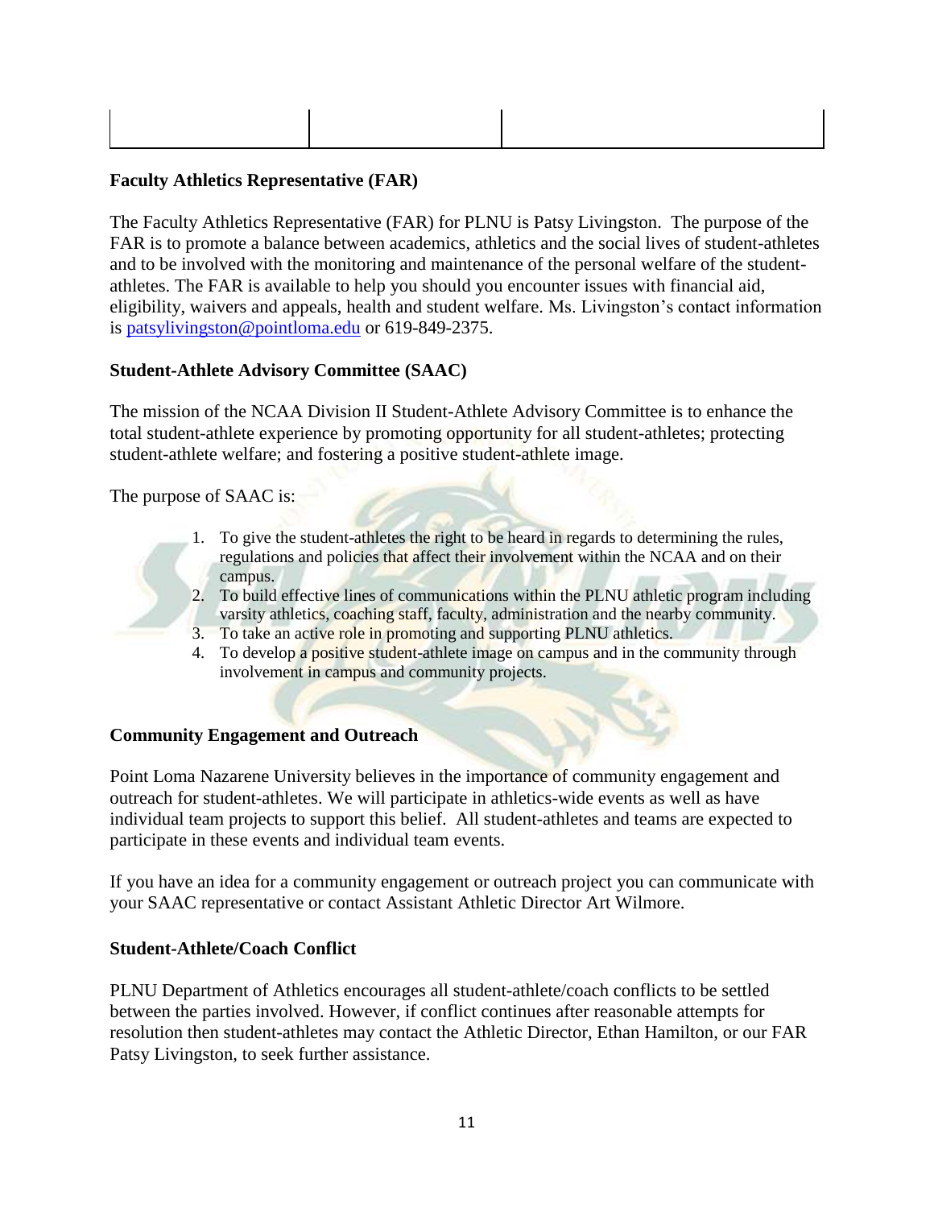| | | |
|---|---|---|
| | | |

**Faculty Athletics Representative (FAR)**

The Faculty Athletics Representative (FAR) for PLNU is Patsy Livingston. The purpose of the FAR is to promote a balance between academics, athletics and the social lives of student-athletes and to be involved with the monitoring and maintenance of the personal welfare of the student-athletes. The FAR is available to help you should you encounter issues with financial aid, eligibility, waivers and appeals, health and student welfare. Ms. Livingston's contact information is patsylivingston@pointloma.edu or 619-849-2375.

**Student-Athlete Advisory Committee (SAAC)**

The mission of the NCAA Division II Student-Athlete Advisory Committee is to enhance the total student-athlete experience by promoting opportunity for all student-athletes; protecting student-athlete welfare; and fostering a positive student-athlete image.

The purpose of SAAC is:

1. To give the student-athletes the right to be heard in regards to determining the rules, regulations and policies that affect their involvement within the NCAA and on their campus.
2. To build effective lines of communications within the PLNU athletic program including varsity athletics, coaching staff, faculty, administration and the nearby community.
3. To take an active role in promoting and supporting PLNU athletics.
4. To develop a positive student-athlete image on campus and in the community through involvement in campus and community projects.

**Community Engagement and Outreach**

Point Loma Nazarene University believes in the importance of community engagement and outreach for student-athletes. We will participate in athletics-wide events as well as have individual team projects to support this belief. All student-athletes and teams are expected to participate in these events and individual team events.

If you have an idea for a community engagement or outreach project you can communicate with your SAAC representative or contact Assistant Athletic Director Art Wilmore.

**Student-Athlete/Coach Conflict**

PLNU Department of Athletics encourages all student-athlete/coach conflicts to be settled between the parties involved. However, if conflict continues after reasonable attempts for resolution then student-athletes may contact the Athletic Director, Ethan Hamilton, or our FAR Patsy Livingston, to seek further assistance.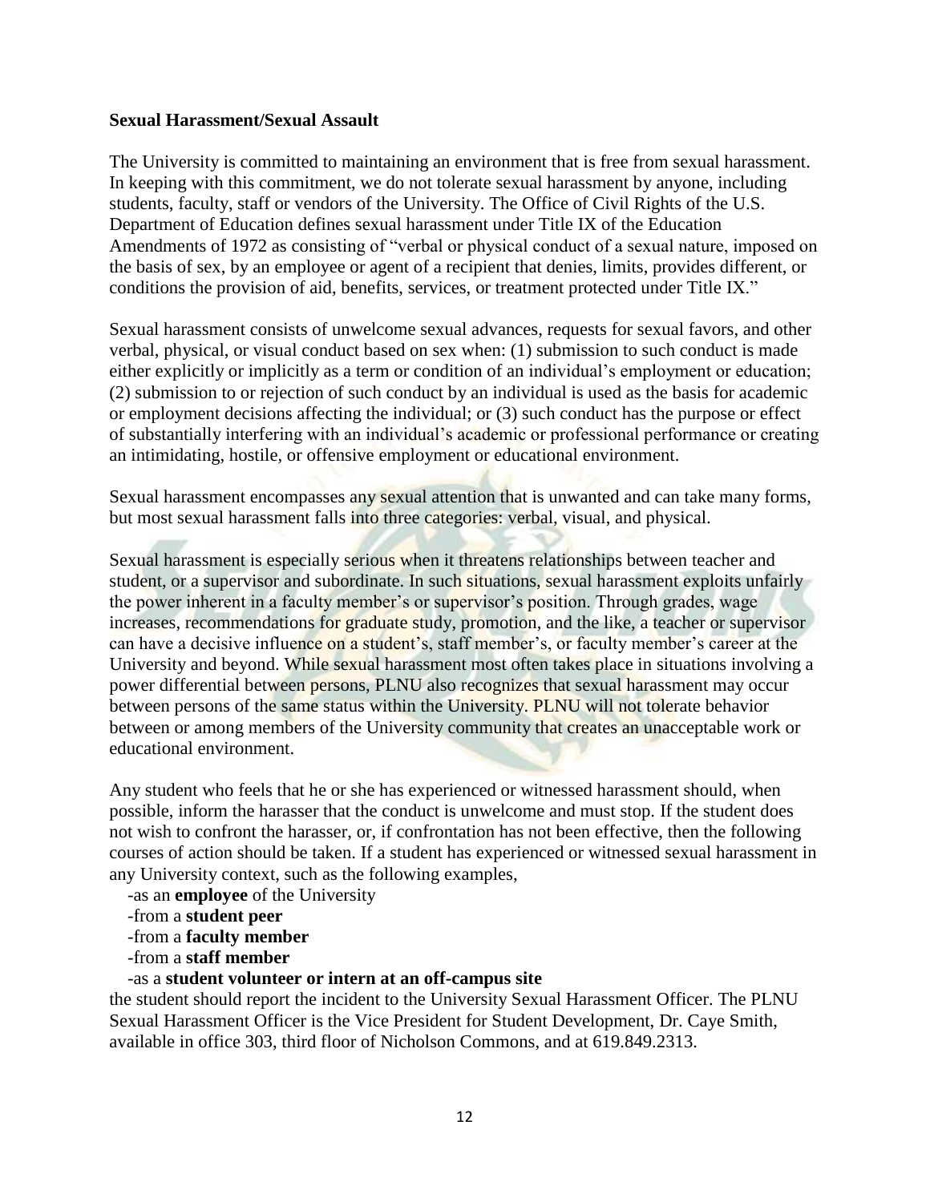**Sexual Harassment/Sexual Assault**

The University is committed to maintaining an environment that is free from sexual harassment. In keeping with this commitment, we do not tolerate sexual harassment by anyone, including students, faculty, staff or vendors of the University. The Office of Civil Rights of the U.S. Department of Education defines sexual harassment under Title IX of the Education Amendments of 1972 as consisting of "verbal or physical conduct of a sexual nature, imposed on the basis of sex, by an employee or agent of a recipient that denies, limits, provides different, or conditions the provision of aid, benefits, services, or treatment protected under Title IX."

Sexual harassment consists of unwelcome sexual advances, requests for sexual favors, and other verbal, physical, or visual conduct based on sex when: (1) submission to such conduct is made either explicitly or implicitly as a term or condition of an individual's employment or education; (2) submission to or rejection of such conduct by an individual is used as the basis for academic or employment decisions affecting the individual; or (3) such conduct has the purpose or effect of substantially interfering with an individual's academic or professional performance or creating an intimidating, hostile, or offensive employment or educational environment.

Sexual harassment encompasses any sexual attention that is unwanted and can take many forms, but most sexual harassment falls into three categories: verbal, visual, and physical.

Sexual harassment is especially serious when it threatens relationships between teacher and student, or a supervisor and subordinate. In such situations, sexual harassment exploits unfairly the power inherent in a faculty member's or supervisor's position. Through grades, wage increases, recommendations for graduate study, promotion, and the like, a teacher or supervisor can have a decisive influence on a student's, staff member's, or faculty member's career at the University and beyond. While sexual harassment most often takes place in situations involving a power differential between persons, PLNU also recognizes that sexual harassment may occur between persons of the same status within the University. PLNU will not tolerate behavior between or among members of the University community that creates an unacceptable work or educational environment.

Any student who feels that he or she has experienced or witnessed harassment should, when possible, inform the harasser that the conduct is unwelcome and must stop. If the student does not wish to confront the harasser, or, if confrontation has not been effective, then the following courses of action should be taken. If a student has experienced or witnessed sexual harassment in any University context, such as the following examples,

- as an **employee** of the University
- from a **student peer**
- from a **faculty member**
- from a **staff member**
- as a **student volunteer or intern at an off-campus site**

the student should report the incident to the University Sexual Harassment Officer. The PLNU Sexual Harassment Officer is the Vice President for Student Development, Dr. Caye Smith, available in office 303, third floor of Nicholson Commons, and at 619.849.2313.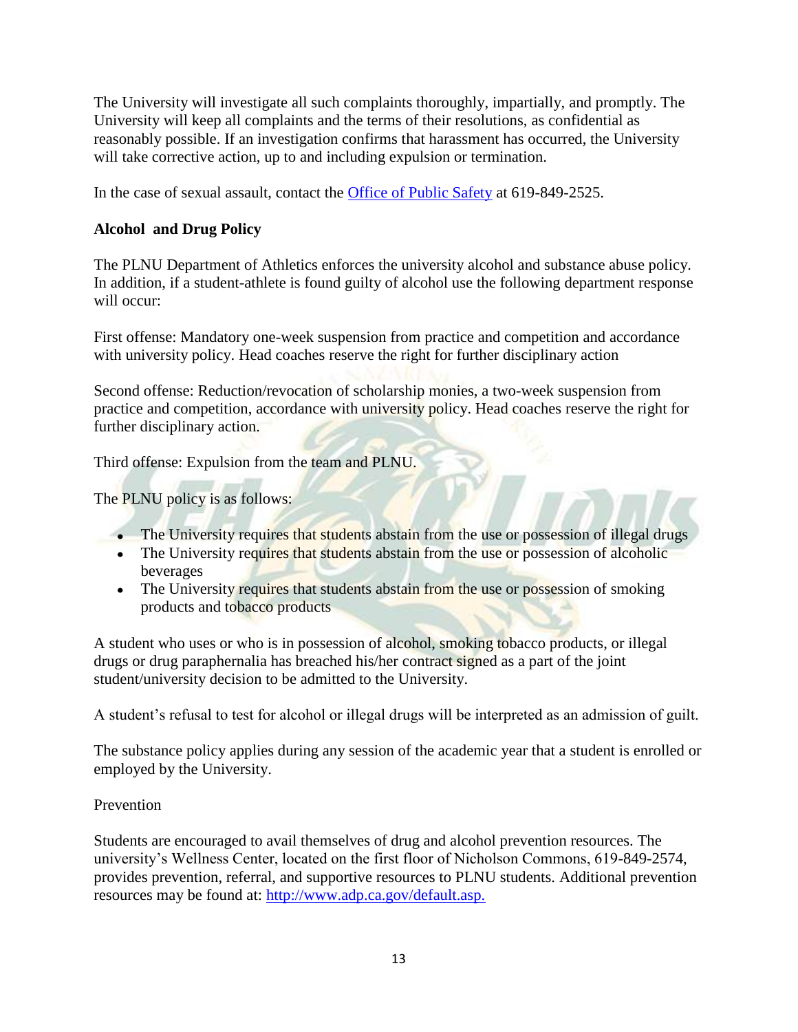The University will investigate all such complaints thoroughly, impartially, and promptly. The University will keep all complaints and the terms of their resolutions, as confidential as reasonably possible. If an investigation confirms that harassment has occurred, the University will take corrective action, up to and including expulsion or termination.

In the case of sexual assault, contact the [Office of Public Safety]() at 619-849-2525.

**Alcohol and Drug Policy**

The PLNU Department of Athletics enforces the university alcohol and substance abuse policy. In addition, if a student-athlete is found guilty of alcohol use the following department response will occur:

First offense: Mandatory one-week suspension from practice and competition and accordance with university policy. Head coaches reserve the right for further disciplinary action

Second offense: Reduction/revocation of scholarship monies, a two-week suspension from practice and competition, accordance with university policy. Head coaches reserve the right for further disciplinary action.

Third offense: Expulsion from the team and PLNU.

The PLNU policy is as follows:

- The University requires that students abstain from the use or possession of illegal drugs
- The University requires that students abstain from the use or possession of alcoholic beverages
- The University requires that students abstain from the use or possession of smoking products and tobacco products

A student who uses or who is in possession of alcohol, smoking tobacco products, or illegal drugs or drug paraphernalia has breached his/her contract signed as a part of the joint student/university decision to be admitted to the University.

A student's refusal to test for alcohol or illegal drugs will be interpreted as an admission of guilt.

The substance policy applies during any session of the academic year that a student is enrolled or employed by the University.

Prevention

Students are encouraged to avail themselves of drug and alcohol prevention resources. The university's Wellness Center, located on the first floor of Nicholson Commons, 619-849-2574, provides prevention, referral, and supportive resources to PLNU students. Additional prevention resources may be found at: [http://www.adp.ca.gov/default.asp.](http://www.adp.ca.gov/default.asp)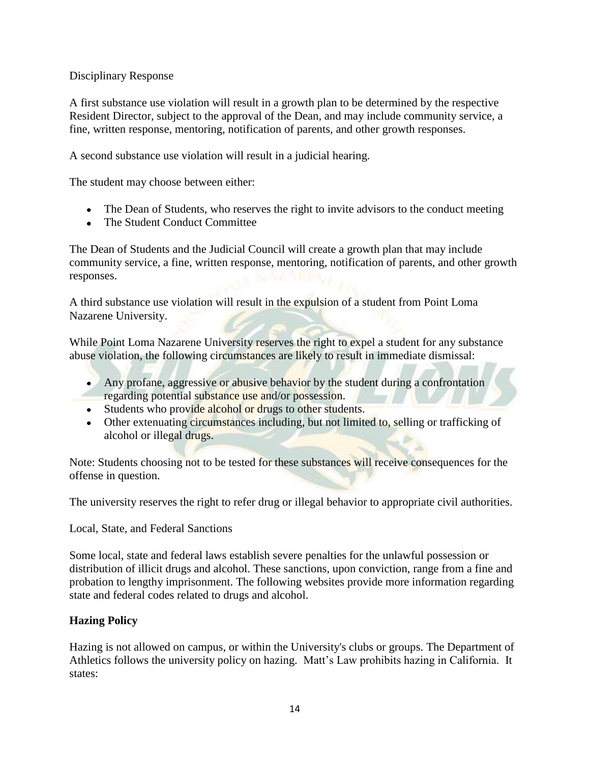Disciplinary Response

A first substance use violation will result in a growth plan to be determined by the respective Resident Director, subject to the approval of the Dean, and may include community service, a fine, written response, mentoring, notification of parents, and other growth responses.

A second substance use violation will result in a judicial hearing.

The student may choose between either:

- The Dean of Students, who reserves the right to invite advisors to the conduct meeting
- The Student Conduct Committee

The Dean of Students and the Judicial Council will create a growth plan that may include community service, a fine, written response, mentoring, notification of parents, and other growth responses.

A third substance use violation will result in the expulsion of a student from Point Loma Nazarene University.

While Point Loma Nazarene University reserves the right to expel a student for any substance abuse violation, the following circumstances are likely to result in immediate dismissal:

- Any profane, aggressive or abusive behavior by the student during a confrontation regarding potential substance use and/or possession.
- Students who provide alcohol or drugs to other students.
- Other extenuating circumstances including, but not limited to, selling or trafficking of alcohol or illegal drugs.

Note: Students choosing not to be tested for these substances will receive consequences for the offense in question.

The university reserves the right to refer drug or illegal behavior to appropriate civil authorities.

Local, State, and Federal Sanctions

Some local, state and federal laws establish severe penalties for the unlawful possession or distribution of illicit drugs and alcohol. These sanctions, upon conviction, range from a fine and probation to lengthy imprisonment. The following websites provide more information regarding state and federal codes related to drugs and alcohol.

**Hazing Policy**

Hazing is not allowed on campus, or within the University's clubs or groups. The Department of Athletics follows the university policy on hazing. Matt's Law prohibits hazing in California. It states: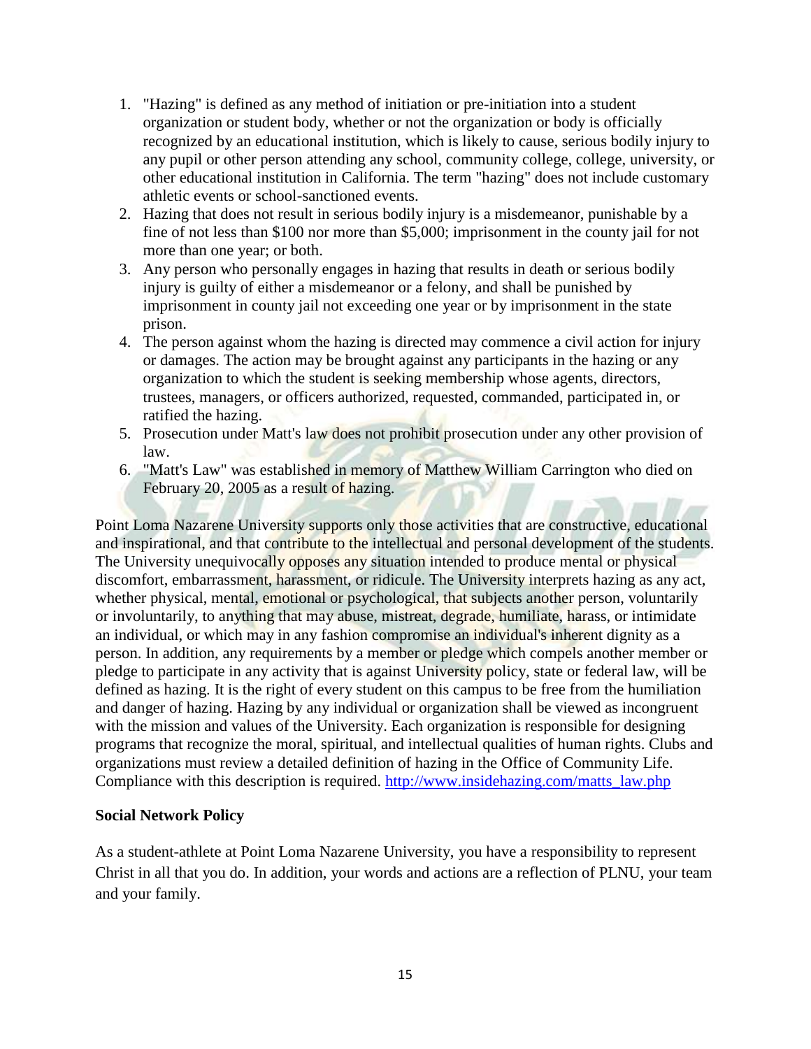1. "Hazing" is defined as any method of initiation or pre-initiation into a student organization or student body, whether or not the organization or body is officially recognized by an educational institution, which is likely to cause, serious bodily injury to any pupil or other person attending any school, community college, college, university, or other educational institution in California. The term "hazing" does not include customary athletic events or school-sanctioned events.
2. Hazing that does not result in serious bodily injury is a misdemeanor, punishable by a fine of not less than $100 nor more than $5,000; imprisonment in the county jail for not more than one year; or both.
3. Any person who personally engages in hazing that results in death or serious bodily injury is guilty of either a misdemeanor or a felony, and shall be punished by imprisonment in county jail not exceeding one year or by imprisonment in the state prison.
4. The person against whom the hazing is directed may commence a civil action for injury or damages. The action may be brought against any participants in the hazing or any organization to which the student is seeking membership whose agents, directors, trustees, managers, or officers authorized, requested, commanded, participated in, or ratified the hazing.
5. Prosecution under Matt's law does not prohibit prosecution under any other provision of law.
6. "Matt's Law" was established in memory of Matthew William Carrington who died on February 20, 2005 as a result of hazing.

Point Loma Nazarene University supports only those activities that are constructive, educational and inspirational, and that contribute to the intellectual and personal development of the students. The University unequivocally opposes any situation intended to produce mental or physical discomfort, embarrassment, harassment, or ridicule. The University interprets hazing as any act, whether physical, mental, emotional or psychological, that subjects another person, voluntarily or involuntarily, to anything that may abuse, mistreat, degrade, humiliate, harass, or intimidate an individual, or which may in any fashion compromise an individual's inherent dignity as a person. In addition, any requirements by a member or pledge which compels another member or pledge to participate in any activity that is against University policy, state or federal law, will be defined as hazing. It is the right of every student on this campus to be free from the humiliation and danger of hazing. Hazing by any individual or organization shall be viewed as incongruent with the mission and values of the University. Each organization is responsible for designing programs that recognize the moral, spiritual, and intellectual qualities of human rights. Clubs and organizations must review a detailed definition of hazing in the Office of Community Life. Compliance with this description is required. http://www.insidehazing.com/matts_law.php

**Social Network Policy**

As a student-athlete at Point Loma Nazarene University, you have a responsibility to represent Christ in all that you do. In addition, your words and actions are a reflection of PLNU, your team and your family.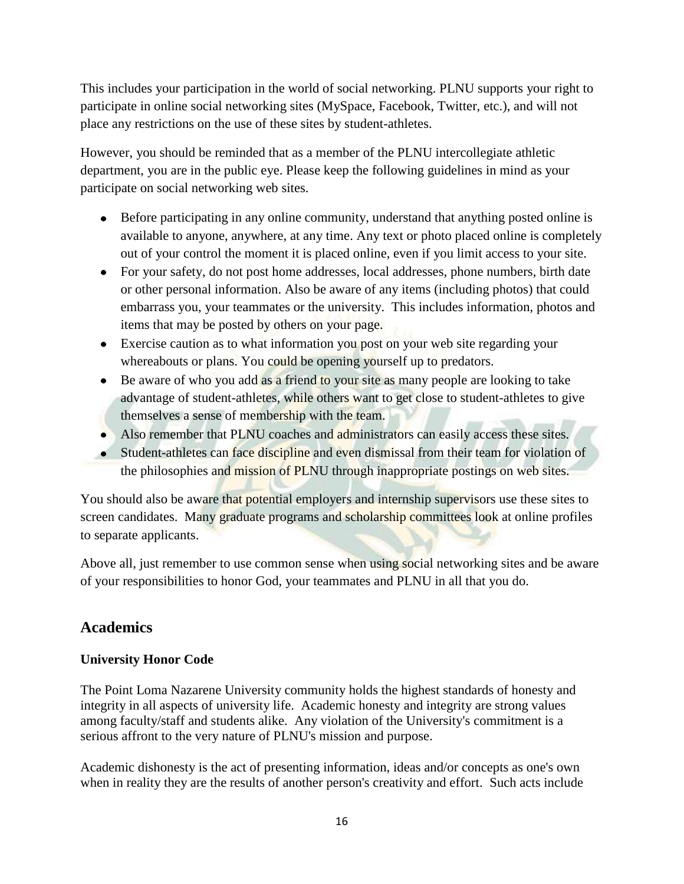This includes your participation in the world of social networking. PLNU supports your right to participate in online social networking sites (MySpace, Facebook, Twitter, etc.), and will not place any restrictions on the use of these sites by student-athletes.

However, you should be reminded that as a member of the PLNU intercollegiate athletic department, you are in the public eye. Please keep the following guidelines in mind as your participate on social networking web sites.

- Before participating in any online community, understand that anything posted online is available to anyone, anywhere, at any time. Any text or photo placed online is completely out of your control the moment it is placed online, even if you limit access to your site.
- For your safety, do not post home addresses, local addresses, phone numbers, birth date or other personal information. Also be aware of any items (including photos) that could embarrass you, your teammates or the university. This includes information, photos and items that may be posted by others on your page.
- Exercise caution as to what information you post on your web site regarding your whereabouts or plans. You could be opening yourself up to predators.
- Be aware of who you add as a friend to your site as many people are looking to take advantage of student-athletes, while others want to get close to student-athletes to give themselves a sense of membership with the team.
- Also remember that PLNU coaches and administrators can easily access these sites.
- Student-athletes can face discipline and even dismissal from their team for violation of the philosophies and mission of PLNU through inappropriate postings on web sites.

You should also be aware that potential employers and internship supervisors use these sites to screen candidates. Many graduate programs and scholarship committees look at online profiles to separate applicants.

Above all, just remember to use common sense when using social networking sites and be aware of your responsibilities to honor God, your teammates and PLNU in all that you do.

## Academics

**University Honor Code**

The Point Loma Nazarene University community holds the highest standards of honesty and integrity in all aspects of university life. Academic honesty and integrity are strong values among faculty/staff and students alike. Any violation of the University's commitment is a serious affront to the very nature of PLNU's mission and purpose.

Academic dishonesty is the act of presenting information, ideas and/or concepts as one's own when in reality they are the results of another person's creativity and effort. Such acts include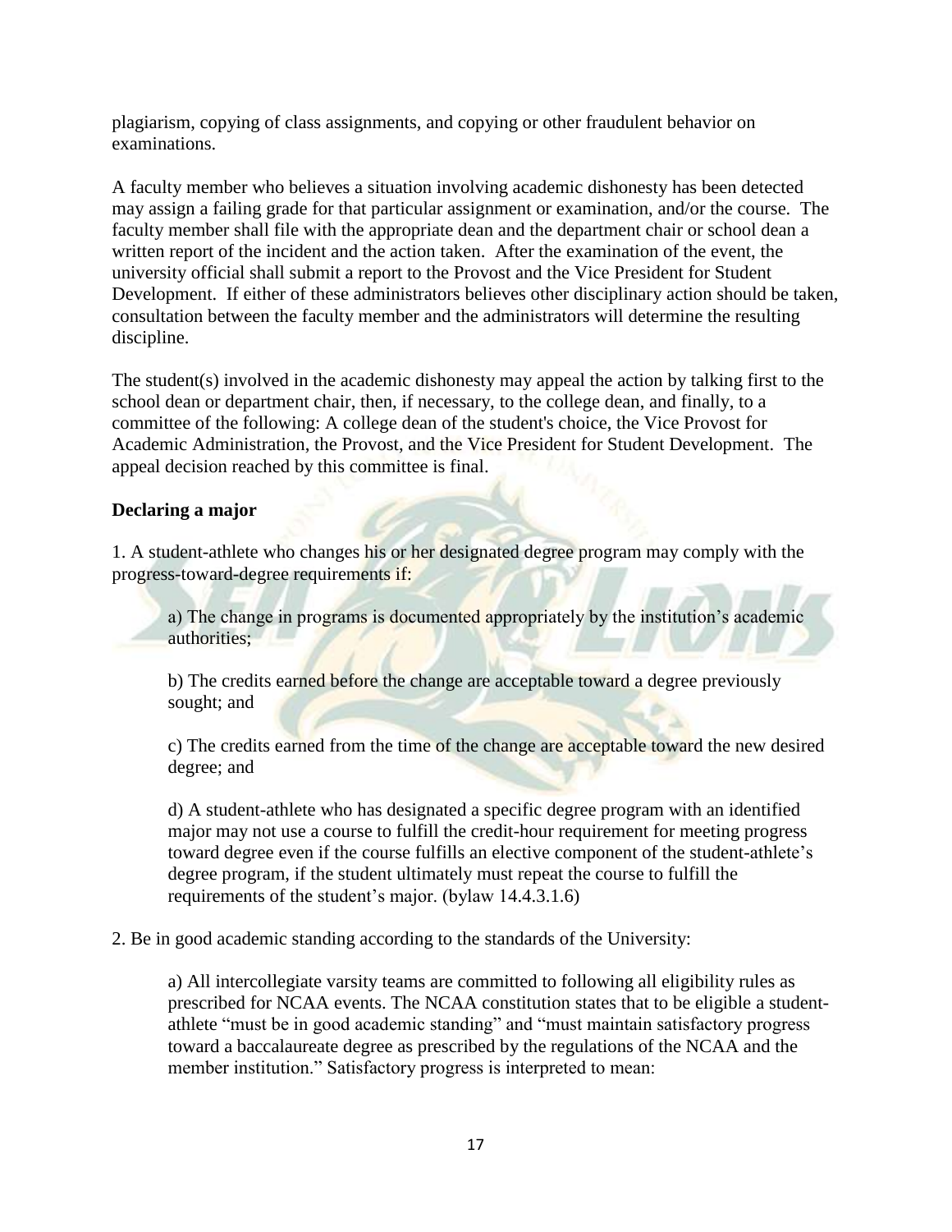plagiarism, copying of class assignments, and copying or other fraudulent behavior on examinations.

A faculty member who believes a situation involving academic dishonesty has been detected may assign a failing grade for that particular assignment or examination, and/or the course. The faculty member shall file with the appropriate dean and the department chair or school dean a written report of the incident and the action taken. After the examination of the event, the university official shall submit a report to the Provost and the Vice President for Student Development. If either of these administrators believes other disciplinary action should be taken, consultation between the faculty member and the administrators will determine the resulting discipline.

The student(s) involved in the academic dishonesty may appeal the action by talking first to the school dean or department chair, then, if necessary, to the college dean, and finally, to a committee of the following: A college dean of the student's choice, the Vice Provost for Academic Administration, the Provost, and the Vice President for Student Development. The appeal decision reached by this committee is final.

**Declaring a major**

1. A student-athlete who changes his or her designated degree program may comply with the progress-toward-degree requirements if:

   a) The change in programs is documented appropriately by the institution's academic authorities;

   b) The credits earned before the change are acceptable toward a degree previously sought; and

   c) The credits earned from the time of the change are acceptable toward the new desired degree; and

   d) A student-athlete who has designated a specific degree program with an identified major may not use a course to fulfill the credit-hour requirement for meeting progress toward degree even if the course fulfills an elective component of the student-athlete's degree program, if the student ultimately must repeat the course to fulfill the requirements of the student's major. (bylaw 14.4.3.1.6)

2. Be in good academic standing according to the standards of the University:

   a) All intercollegiate varsity teams are committed to following all eligibility rules as prescribed for NCAA events. The NCAA constitution states that to be eligible a student-athlete "must be in good academic standing" and "must maintain satisfactory progress toward a baccalaureate degree as prescribed by the regulations of the NCAA and the member institution." Satisfactory progress is interpreted to mean: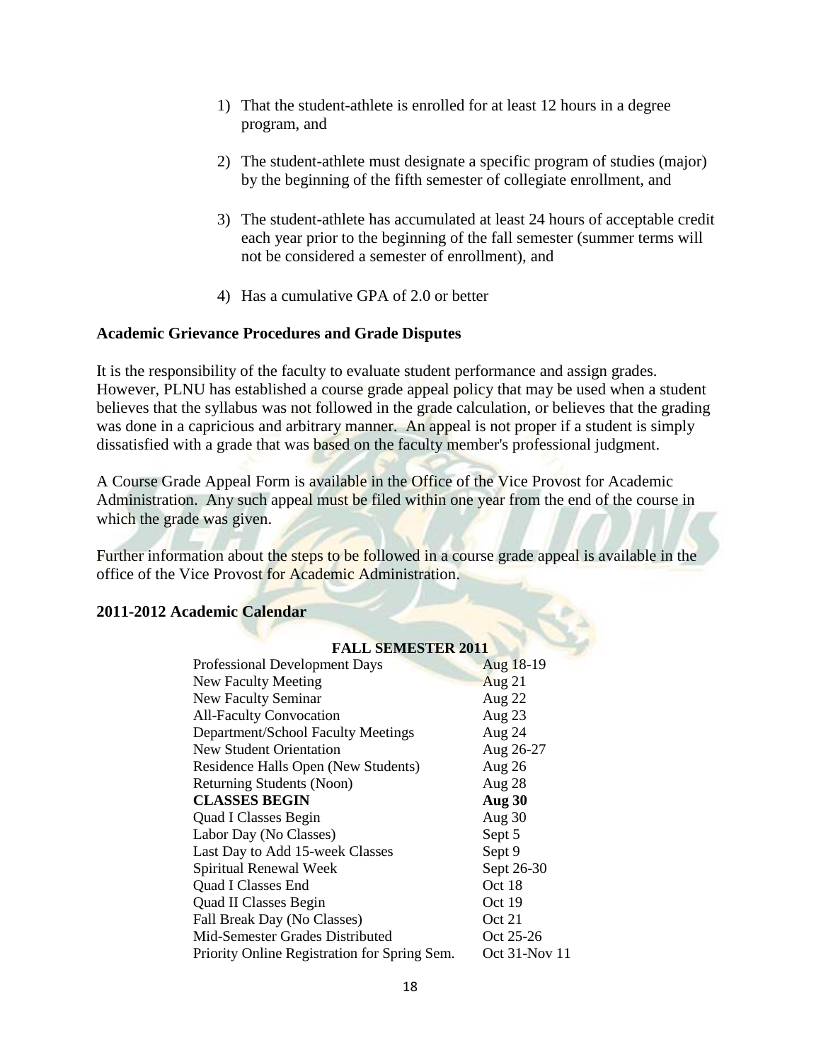1) That the student-athlete is enrolled for at least 12 hours in a degree program, and

2) The student-athlete must designate a specific program of studies (major) by the beginning of the fifth semester of collegiate enrollment, and

3) The student-athlete has accumulated at least 24 hours of acceptable credit each year prior to the beginning of the fall semester (summer terms will not be considered a semester of enrollment), and

4) Has a cumulative GPA of 2.0 or better

## Academic Grievance Procedures and Grade Disputes

It is the responsibility of the faculty to evaluate student performance and assign grades. However, PLNU has established a course grade appeal policy that may be used when a student believes that the syllabus was not followed in the grade calculation, or believes that the grading was done in a capricious and arbitrary manner. An appeal is not proper if a student is simply dissatisfied with a grade that was based on the faculty member's professional judgment.

A Course Grade Appeal Form is available in the Office of the Vice Provost for Academic Administration. Any such appeal must be filed within one year from the end of the course in which the grade was given.

Further information about the steps to be followed in a course grade appeal is available in the office of the Vice Provost for Academic Administration.

## 2011-2012 Academic Calendar

| FALL SEMESTER 2011 | |
|---|---|
| Professional Development Days | Aug 18-19 |
| New Faculty Meeting | Aug 21 |
| New Faculty Seminar | Aug 22 |
| All-Faculty Convocation | Aug 23 |
| Department/School Faculty Meetings | Aug 24 |
| New Student Orientation | Aug 26-27 |
| Residence Halls Open (New Students) | Aug 26 |
| Returning Students (Noon) | Aug 28 |
| **CLASSES BEGIN** | **Aug 30** |
| Quad I Classes Begin | Aug 30 |
| Labor Day (No Classes) | Sept 5 |
| Last Day to Add 15-week Classes | Sept 9 |
| Spiritual Renewal Week | Sept 26-30 |
| Quad I Classes End | Oct 18 |
| Quad II Classes Begin | Oct 19 |
| Fall Break Day (No Classes) | Oct 21 |
| Mid-Semester Grades Distributed | Oct 25-26 |
| Priority Online Registration for Spring Sem. | Oct 31-Nov 11 |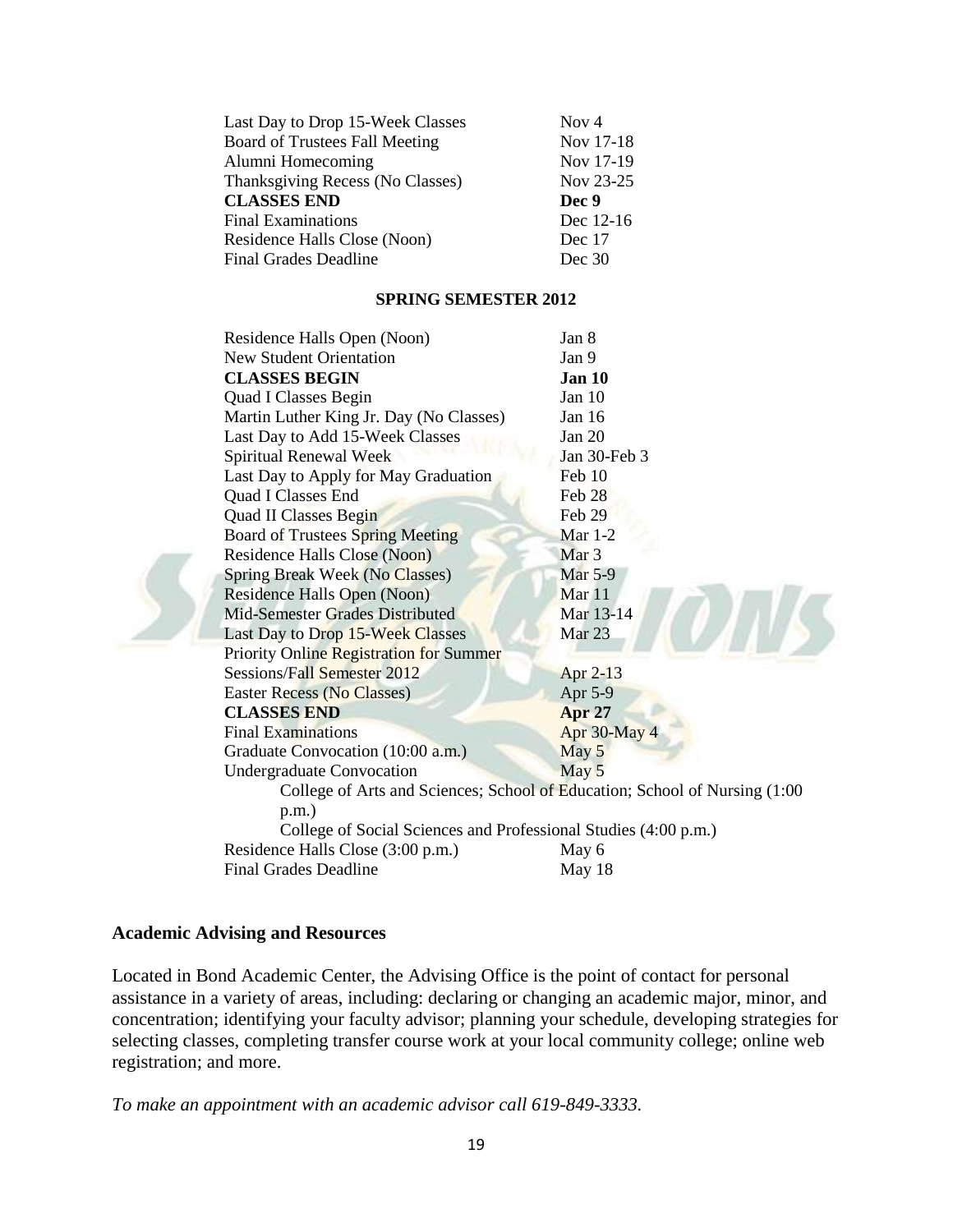| | |
|---|---|
| Last Day to Drop 15-Week Classes | Nov 4 |
| Board of Trustees Fall Meeting | Nov 17-18 |
| Alumni Homecoming | Nov 17-19 |
| Thanksgiving Recess (No Classes) | Nov 23-25 |
| **CLASSES END** | **Dec 9** |
| Final Examinations | Dec 12-16 |
| Residence Halls Close (Noon) | Dec 17 |
| Final Grades Deadline | Dec 30 |

**SPRING SEMESTER 2012**

| | |
|---|---|
| Residence Halls Open (Noon) | Jan 8 |
| New Student Orientation | Jan 9 |
| **CLASSES BEGIN** | **Jan 10** |
| Quad I Classes Begin | Jan 10 |
| Martin Luther King Jr. Day (No Classes) | Jan 16 |
| Last Day to Add 15-Week Classes | Jan 20 |
| Spiritual Renewal Week | Jan 30-Feb 3 |
| Last Day to Apply for May Graduation | Feb 10 |
| Quad I Classes End | Feb 28 |
| Quad II Classes Begin | Feb 29 |
| Board of Trustees Spring Meeting | Mar 1-2 |
| Residence Halls Close (Noon) | Mar 3 |
| Spring Break Week (No Classes) | Mar 5-9 |
| Residence Halls Open (Noon) | Mar 11 |
| Mid-Semester Grades Distributed | Mar 13-14 |
| Last Day to Drop 15-Week Classes | Mar 23 |
| Priority Online Registration for Summer Sessions/Fall Semester 2012 | Apr 2-13 |
| Easter Recess (No Classes) | Apr 5-9 |
| **CLASSES END** | **Apr 27** |
| Final Examinations | Apr 30-May 4 |
| Graduate Convocation (10:00 a.m.) | May 5 |
| Undergraduate Convocation | May 5 |

College of Arts and Sciences; School of Education; School of Nursing (1:00 p.m.)

College of Social Sciences and Professional Studies (4:00 p.m.)

| | |
|---|---|
| Residence Halls Close (3:00 p.m.) | May 6 |
| Final Grades Deadline | May 18 |

### Academic Advising and Resources

Located in Bond Academic Center, the Advising Office is the point of contact for personal assistance in a variety of areas, including: declaring or changing an academic major, minor, and concentration; identifying your faculty advisor; planning your schedule, developing strategies for selecting classes, completing transfer course work at your local community college; online web registration; and more.

*To make an appointment with an academic advisor call 619-849-3333.*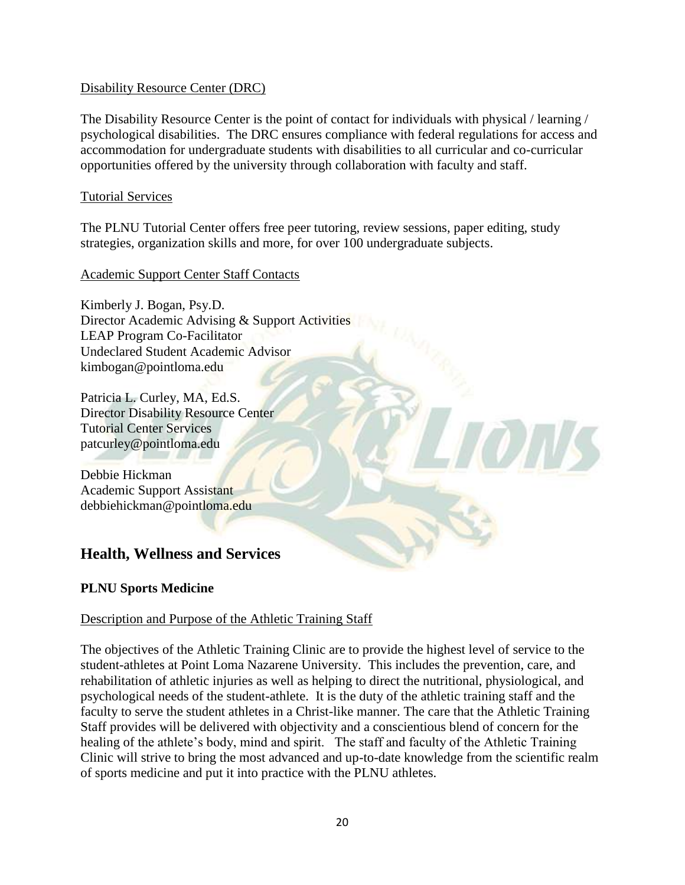Disability Resource Center (DRC)

The Disability Resource Center is the point of contact for individuals with physical / learning / psychological disabilities. The DRC ensures compliance with federal regulations for access and accommodation for undergraduate students with disabilities to all curricular and co-curricular opportunities offered by the university through collaboration with faculty and staff.

Tutorial Services

The PLNU Tutorial Center offers free peer tutoring, review sessions, paper editing, study strategies, organization skills and more, for over 100 undergraduate subjects.

Academic Support Center Staff Contacts

Kimberly J. Bogan, Psy.D.
Director Academic Advising & Support Activities
LEAP Program Co-Facilitator
Undeclared Student Academic Advisor
kimbogan@pointloma.edu

Patricia L. Curley, MA, Ed.S.
Director Disability Resource Center
Tutorial Center Services
patcurley@pointloma.edu

Debbie Hickman
Academic Support Assistant
debbiehickman@pointloma.edu

## Health, Wellness and Services

### PLNU Sports Medicine

Description and Purpose of the Athletic Training Staff

The objectives of the Athletic Training Clinic are to provide the highest level of service to the student-athletes at Point Loma Nazarene University. This includes the prevention, care, and rehabilitation of athletic injuries as well as helping to direct the nutritional, physiological, and psychological needs of the student-athlete. It is the duty of the athletic training staff and the faculty to serve the student athletes in a Christ-like manner. The care that the Athletic Training Staff provides will be delivered with objectivity and a conscientious blend of concern for the healing of the athlete's body, mind and spirit. The staff and faculty of the Athletic Training Clinic will strive to bring the most advanced and up-to-date knowledge from the scientific realm of sports medicine and put it into practice with the PLNU athletes.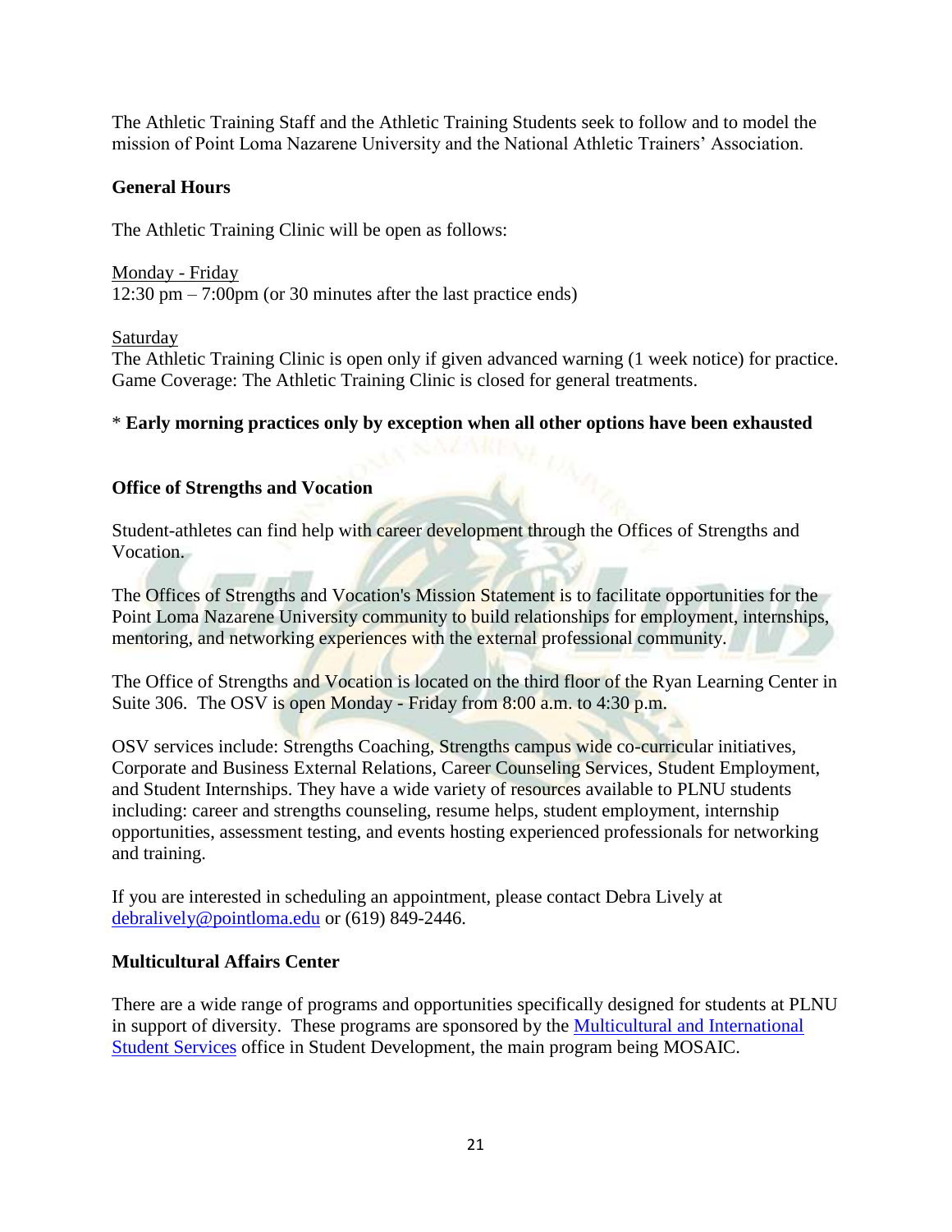The Athletic Training Staff and the Athletic Training Students seek to follow and to model the mission of Point Loma Nazarene University and the National Athletic Trainers' Association.

**General Hours**

The Athletic Training Clinic will be open as follows:

Monday - Friday
12:30 pm – 7:00pm (or 30 minutes after the last practice ends)

Saturday
The Athletic Training Clinic is open only if given advanced warning (1 week notice) for practice.
Game Coverage: The Athletic Training Clinic is closed for general treatments.

* **Early morning practices only by exception when all other options have been exhausted**

**Office of Strengths and Vocation**

Student-athletes can find help with career development through the Offices of Strengths and Vocation.

The Offices of Strengths and Vocation's Mission Statement is to facilitate opportunities for the Point Loma Nazarene University community to build relationships for employment, internships, mentoring, and networking experiences with the external professional community.

The Office of Strengths and Vocation is located on the third floor of the Ryan Learning Center in Suite 306. The OSV is open Monday - Friday from 8:00 a.m. to 4:30 p.m.

OSV services include: Strengths Coaching, Strengths campus wide co-curricular initiatives, Corporate and Business External Relations, Career Counseling Services, Student Employment, and Student Internships. They have a wide variety of resources available to PLNU students including: career and strengths counseling, resume helps, student employment, internship opportunities, assessment testing, and events hosting experienced professionals for networking and training.

If you are interested in scheduling an appointment, please contact Debra Lively at debralively@pointloma.edu or (619) 849-2446.

**Multicultural Affairs Center**

There are a wide range of programs and opportunities specifically designed for students at PLNU in support of diversity. These programs are sponsored by the Multicultural and International Student Services office in Student Development, the main program being MOSAIC.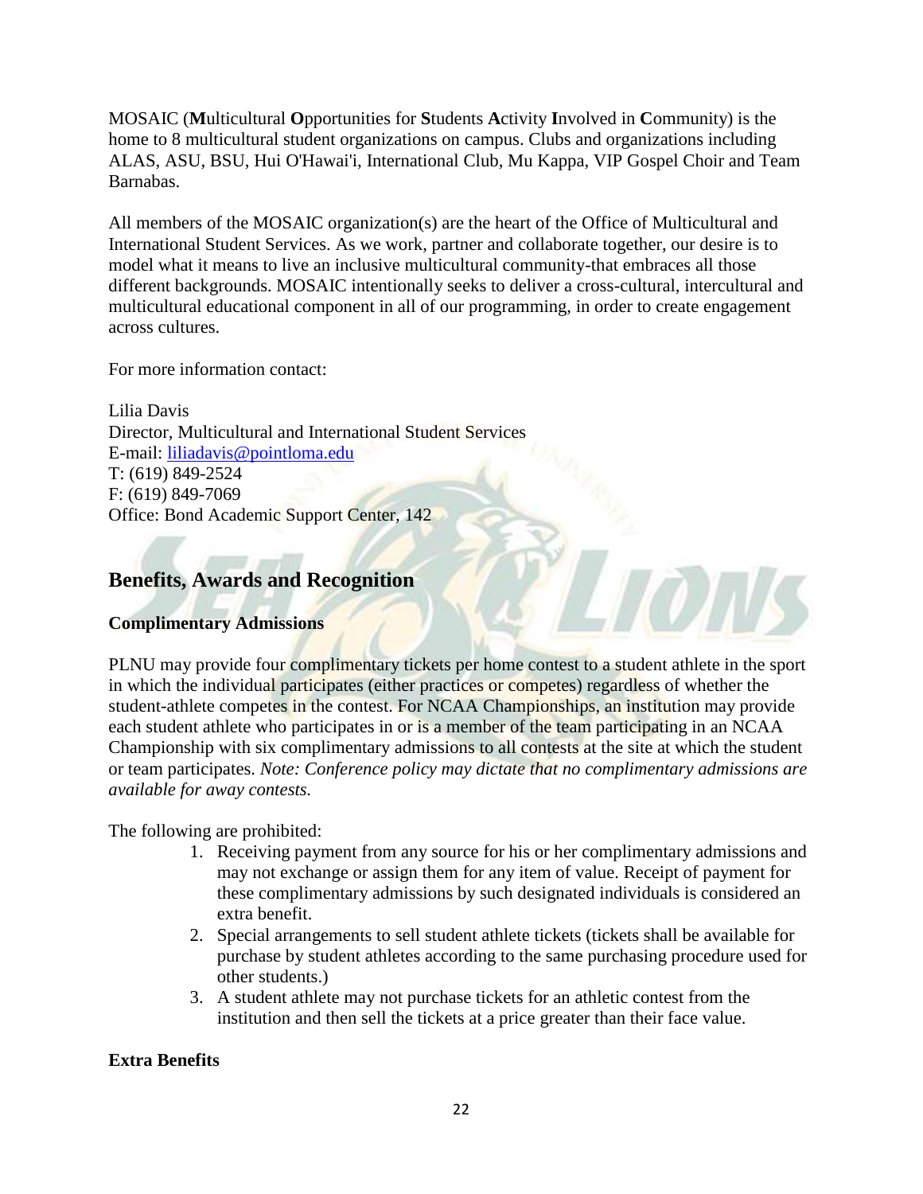MOSAIC (**M**ulticultural **O**pportunities for **S**tudents **A**ctivity **I**nvolved in **C**ommunity) is the home to 8 multicultural student organizations on campus. Clubs and organizations including ALAS, ASU, BSU, Hui O'Hawai'i, International Club, Mu Kappa, VIP Gospel Choir and Team Barnabas.

All members of the MOSAIC organization(s) are the heart of the Office of Multicultural and International Student Services. As we work, partner and collaborate together, our desire is to model what it means to live an inclusive multicultural community-that embraces all those different backgrounds. MOSAIC intentionally seeks to deliver a cross-cultural, intercultural and multicultural educational component in all of our programming, in order to create engagement across cultures.

For more information contact:

Lilia Davis
Director, Multicultural and International Student Services
E-mail: liliadavis@pointloma.edu
T: (619) 849-2524
F: (619) 849-7069
Office: Bond Academic Support Center, 142

## Benefits, Awards and Recognition

### Complimentary Admissions

PLNU may provide four complimentary tickets per home contest to a student athlete in the sport in which the individual participates (either practices or competes) regardless of whether the student-athlete competes in the contest. For NCAA Championships, an institution may provide each student athlete who participates in or is a member of the team participating in an NCAA Championship with six complimentary admissions to all contests at the site at which the student or team participates. *Note: Conference policy may dictate that no complimentary admissions are available for away contests.*

The following are prohibited:

1. Receiving payment from any source for his or her complimentary admissions and may not exchange or assign them for any item of value. Receipt of payment for these complimentary admissions by such designated individuals is considered an extra benefit.
2. Special arrangements to sell student athlete tickets (tickets shall be available for purchase by student athletes according to the same purchasing procedure used for other students.)
3. A student athlete may not purchase tickets for an athletic contest from the institution and then sell the tickets at a price greater than their face value.

### Extra Benefits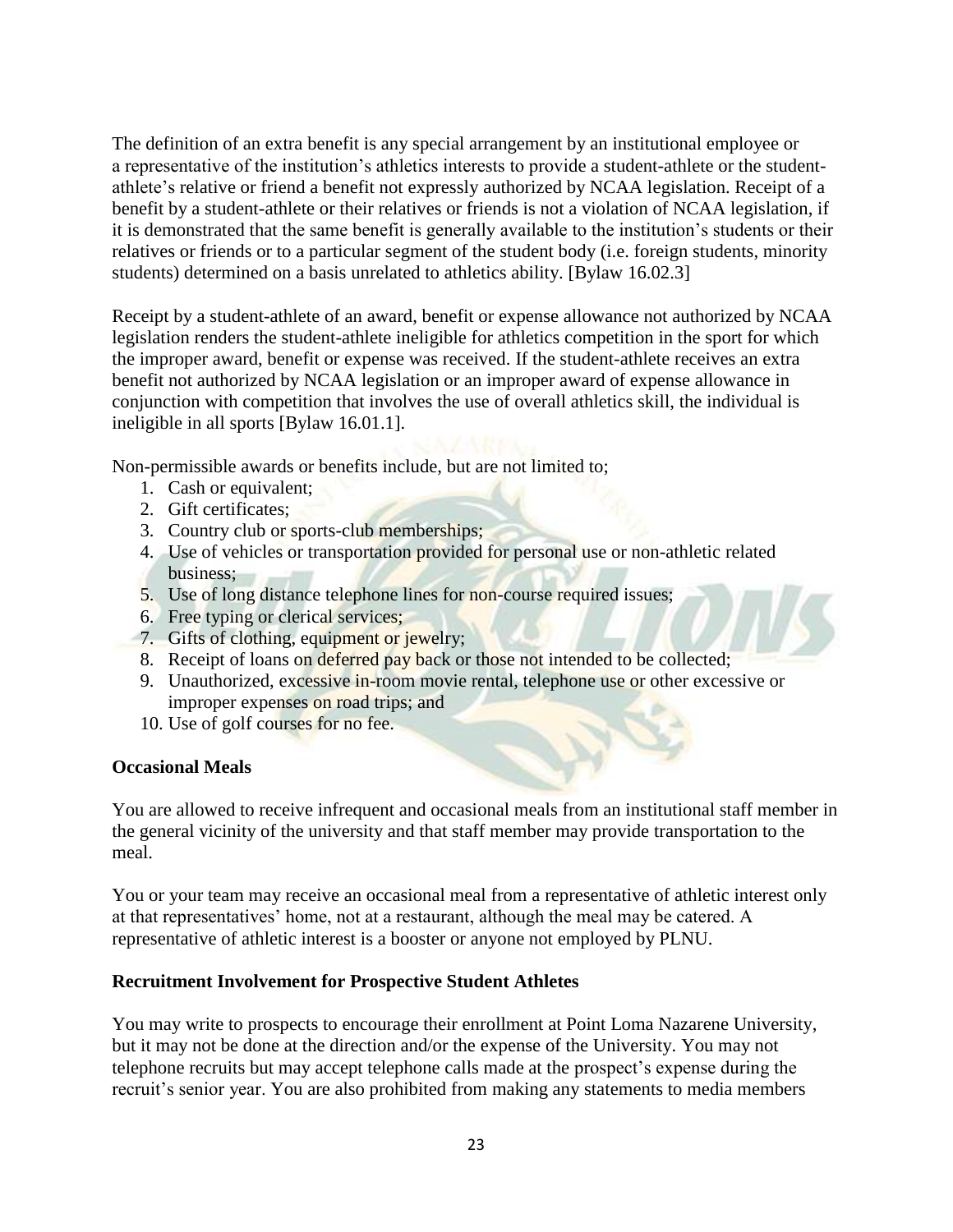The definition of an extra benefit is any special arrangement by an institutional employee or a representative of the institution's athletics interests to provide a student-athlete or the student-athlete's relative or friend a benefit not expressly authorized by NCAA legislation. Receipt of a benefit by a student-athlete or their relatives or friends is not a violation of NCAA legislation, if it is demonstrated that the same benefit is generally available to the institution's students or their relatives or friends or to a particular segment of the student body (i.e. foreign students, minority students) determined on a basis unrelated to athletics ability. [Bylaw 16.02.3]

Receipt by a student-athlete of an award, benefit or expense allowance not authorized by NCAA legislation renders the student-athlete ineligible for athletics competition in the sport for which the improper award, benefit or expense was received. If the student-athlete receives an extra benefit not authorized by NCAA legislation or an improper award of expense allowance in conjunction with competition that involves the use of overall athletics skill, the individual is ineligible in all sports [Bylaw 16.01.1].

Non-permissible awards or benefits include, but are not limited to;

1. Cash or equivalent;
2. Gift certificates;
3. Country club or sports-club memberships;
4. Use of vehicles or transportation provided for personal use or non-athletic related business;
5. Use of long distance telephone lines for non-course required issues;
6. Free typing or clerical services;
7. Gifts of clothing, equipment or jewelry;
8. Receipt of loans on deferred pay back or those not intended to be collected;
9. Unauthorized, excessive in-room movie rental, telephone use or other excessive or improper expenses on road trips; and
10. Use of golf courses for no fee.

**Occasional Meals**

You are allowed to receive infrequent and occasional meals from an institutional staff member in the general vicinity of the university and that staff member may provide transportation to the meal.

You or your team may receive an occasional meal from a representative of athletic interest only at that representatives' home, not at a restaurant, although the meal may be catered. A representative of athletic interest is a booster or anyone not employed by PLNU.

**Recruitment Involvement for Prospective Student Athletes**

You may write to prospects to encourage their enrollment at Point Loma Nazarene University, but it may not be done at the direction and/or the expense of the University. You may not telephone recruits but may accept telephone calls made at the prospect's expense during the recruit's senior year. You are also prohibited from making any statements to media members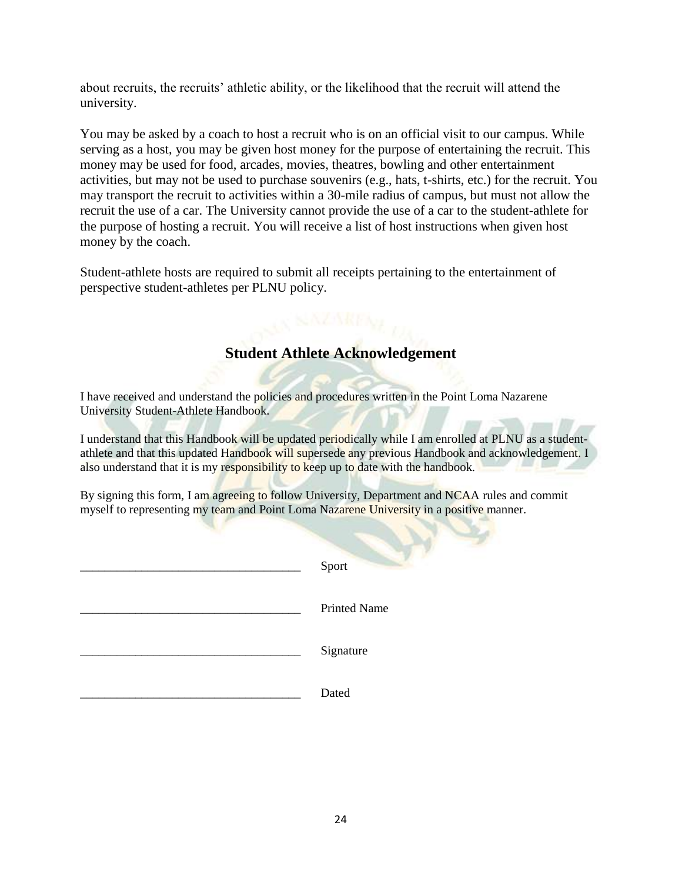about recruits, the recruits' athletic ability, or the likelihood that the recruit will attend the university.

You may be asked by a coach to host a recruit who is on an official visit to our campus. While serving as a host, you may be given host money for the purpose of entertaining the recruit. This money may be used for food, arcades, movies, theatres, bowling and other entertainment activities, but may not be used to purchase souvenirs (e.g., hats, t-shirts, etc.) for the recruit. You may transport the recruit to activities within a 30-mile radius of campus, but must not allow the recruit the use of a car. The University cannot provide the use of a car to the student-athlete for the purpose of hosting a recruit. You will receive a list of host instructions when given host money by the coach.

Student-athlete hosts are required to submit all receipts pertaining to the entertainment of perspective student-athletes per PLNU policy.

## Student Athlete Acknowledgement

I have received and understand the policies and procedures written in the Point Loma Nazarene University Student-Athlete Handbook.

I understand that this Handbook will be updated periodically while I am enrolled at PLNU as a student-athlete and that this updated Handbook will supersede any previous Handbook and acknowledgement. I also understand that it is my responsibility to keep up to date with the handbook.

By signing this form, I am agreeing to follow University, Department and NCAA rules and commit myself to representing my team and Point Loma Nazarene University in a positive manner.

___________________________________ Sport

___________________________________ Printed Name

___________________________________ Signature

___________________________________ Dated